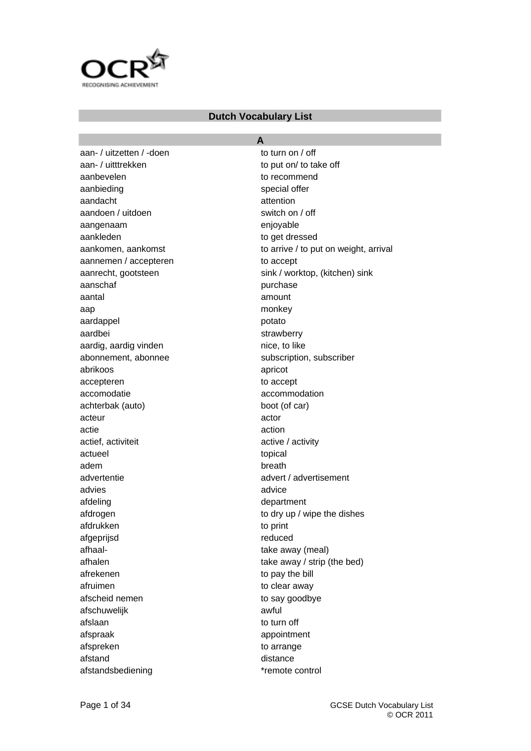# Dutch Vocabulary List

## A

| | |
|---|---|
| aan- / uitzetten / -doen | to turn on / off |
| aan- / uitttrekken | to put on/ to take off |
| aanbevelen | to recommend |
| aanbieding | special offer |
| aandacht | attention |
| aandoen / uitdoen | switch on / off |
| aangenaam | enjoyable |
| aankleden | to get dressed |
| aankomen, aankomst | to arrive / to put on weight, arrival |
| aannemen / accepteren | to accept |
| aanrecht, gootsteen | sink / worktop, (kitchen) sink |
| aanschaf | purchase |
| aantal | amount |
| aap | monkey |
| aardappel | potato |
| aardbei | strawberry |
| aardig, aardig vinden | nice, to like |
| abonnement, abonnee | subscription, subscriber |
| abrikoos | apricot |
| accepteren | to accept |
| accomodatie | accommodation |
| achterbak (auto) | boot (of car) |
| acteur | actor |
| actie | action |
| actief, activiteit | active / activity |
| actueel | topical |
| adem | breath |
| advertentie | advert / advertisement |
| advies | advice |
| afdeling | department |
| afdrogen | to dry up / wipe the dishes |
| afdrukken | to print |
| afgeprijsd | reduced |
| afhaal- | take away (meal) |
| afhalen | take away / strip (the bed) |
| afrekenen | to pay the bill |
| afruimen | to clear away |
| afscheid nemen | to say goodbye |
| afschuwelijk | awful |
| afslaan | to turn off |
| afspraak | appointment |
| afspreken | to arrange |
| afstand | distance |
| afstandsbediening | *remote control |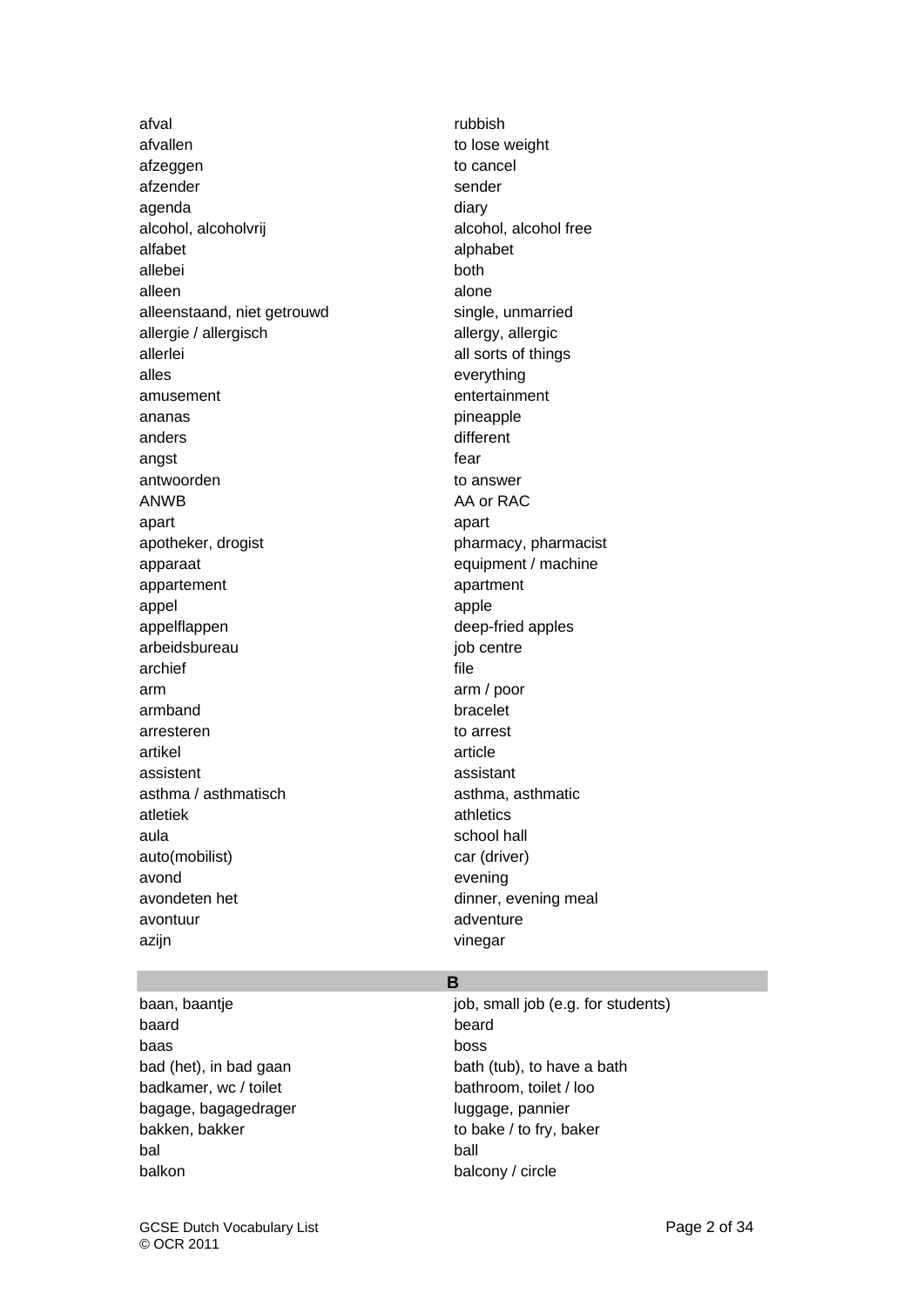| | |
|---|---|
| afval | rubbish |
| afvallen | to lose weight |
| afzeggen | to cancel |
| afzender | sender |
| agenda | diary |
| alcohol, alcoholvrij | alcohol, alcohol free |
| alfabet | alphabet |
| allebei | both |
| alleen | alone |
| alleenstaand, niet getrouwd | single, unmarried |
| allergie / allergisch | allergy, allergic |
| allerlei | all sorts of things |
| alles | everything |
| amusement | entertainment |
| ananas | pineapple |
| anders | different |
| angst | fear |
| antwoorden | to answer |
| ANWB | AA or RAC |
| apart | apart |
| apotheker, drogist | pharmacy, pharmacist |
| apparaat | equipment / machine |
| appartement | apartment |
| appel | apple |
| appelflappen | deep-fried apples |
| arbeidsbureau | job centre |
| archief | file |
| arm | arm / poor |
| armband | bracelet |
| arresteren | to arrest |
| artikel | article |
| assistent | assistant |
| asthma / asthmatisch | asthma, asthmatic |
| atletiek | athletics |
| aula | school hall |
| auto(mobilist) | car (driver) |
| avond | evening |
| avondeten het | dinner, evening meal |
| avontuur | adventure |
| azijn | vinegar |

## B

| | |
|---|---|
| baan, baantje | job, small job (e.g. for students) |
| baard | beard |
| baas | boss |
| bad (het), in bad gaan | bath (tub), to have a bath |
| badkamer, wc / toilet | bathroom, toilet / loo |
| bagage, bagagedrager | luggage, pannier |
| bakken, bakker | to bake / to fry, baker |
| bal | ball |
| balkon | balcony / circle |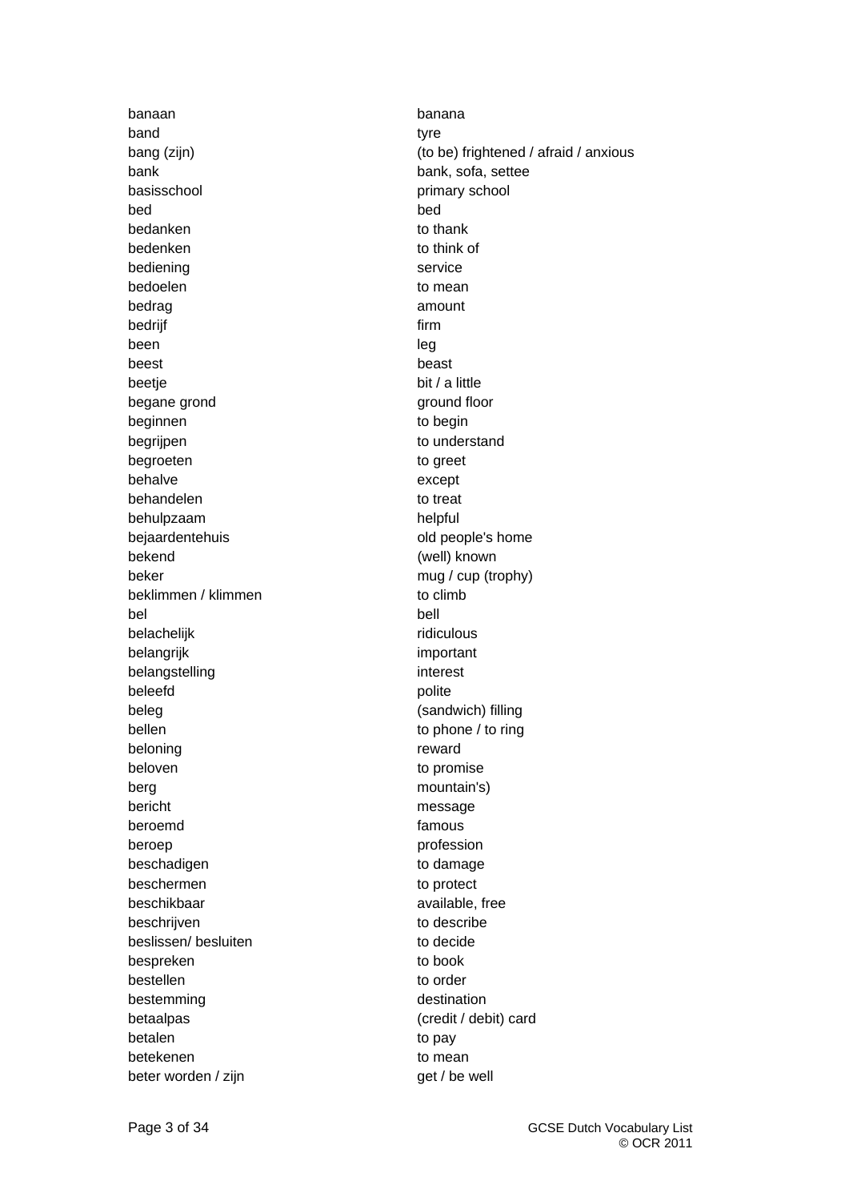| | |
|---|---|
| banaan | banana |
| band | tyre |
| bang (zijn) | (to be) frightened / afraid / anxious |
| bank | bank, sofa, settee |
| basisschool | primary school |
| bed | bed |
| bedanken | to thank |
| bedenken | to think of |
| bediening | service |
| bedoelen | to mean |
| bedrag | amount |
| bedrijf | firm |
| been | leg |
| beest | beast |
| beetje | bit / a little |
| begane grond | ground floor |
| beginnen | to begin |
| begrijpen | to understand |
| begroeten | to greet |
| behalve | except |
| behandelen | to treat |
| behulpzaam | helpful |
| bejaardentehuis | old people's home |
| bekend | (well) known |
| beker | mug / cup (trophy) |
| beklimmen / klimmen | to climb |
| bel | bell |
| belachelijk | ridiculous |
| belangrijk | important |
| belangstelling | interest |
| beleefd | polite |
| beleg | (sandwich) filling |
| bellen | to phone / to ring |
| beloning | reward |
| beloven | to promise |
| berg | mountain's) |
| bericht | message |
| beroemd | famous |
| beroep | profession |
| beschadigen | to damage |
| beschermen | to protect |
| beschikbaar | available, free |
| beschrijven | to describe |
| beslissen/ besluiten | to decide |
| bespreken | to book |
| bestellen | to order |
| bestemming | destination |
| betaalpas | (credit / debit) card |
| betalen | to pay |
| betekenen | to mean |
| beter worden / zijn | get / be well |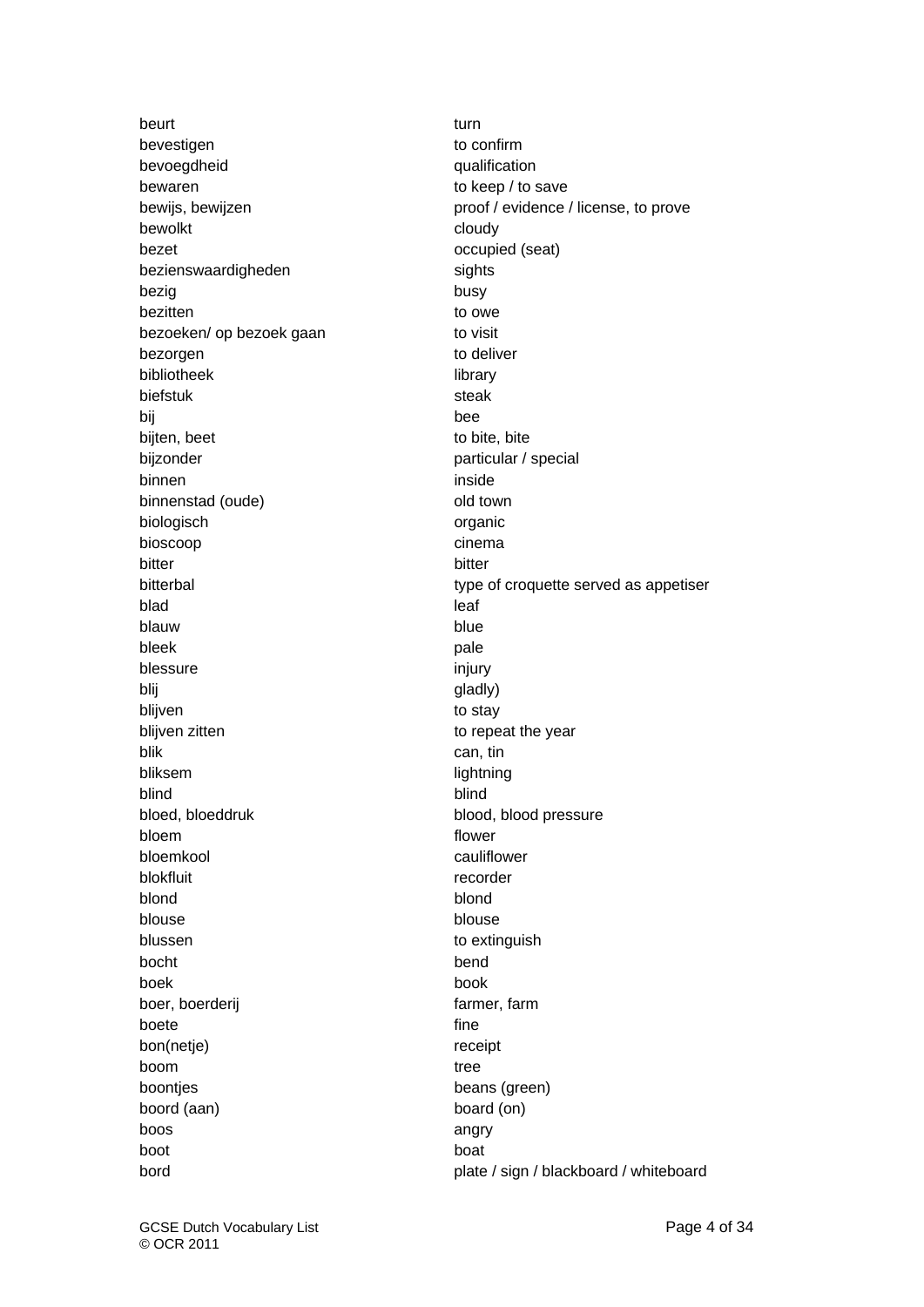| | |
|---|---|
| beurt | turn |
| bevestigen | to confirm |
| bevoegdheid | qualification |
| bewaren | to keep / to save |
| bewijs, bewijzen | proof / evidence / license, to prove |
| bewolkt | cloudy |
| bezet | occupied (seat) |
| bezienswaardigheden | sights |
| bezig | busy |
| bezitten | to owe |
| bezoeken/ op bezoek gaan | to visit |
| bezorgen | to deliver |
| bibliotheek | library |
| biefstuk | steak |
| bij | bee |
| bijten, beet | to bite, bite |
| bijzonder | particular / special |
| binnen | inside |
| binnenstad (oude) | old town |
| biologisch | organic |
| bioscoop | cinema |
| bitter | bitter |
| bitterbal | type of croquette served as appetiser |
| blad | leaf |
| blauw | blue |
| bleek | pale |
| blessure | injury |
| blij | gladly) |
| blijven | to stay |
| blijven zitten | to repeat the year |
| blik | can, tin |
| bliksem | lightning |
| blind | blind |
| bloed, bloeddruk | blood, blood pressure |
| bloem | flower |
| bloemkool | cauliflower |
| blokfluit | recorder |
| blond | blond |
| blouse | blouse |
| blussen | to extinguish |
| bocht | bend |
| boek | book |
| boer, boerderij | farmer, farm |
| boete | fine |
| bon(netje) | receipt |
| boom | tree |
| boontjes | beans (green) |
| boord (aan) | board (on) |
| boos | angry |
| boot | boat |
| bord | plate / sign / blackboard / whiteboard |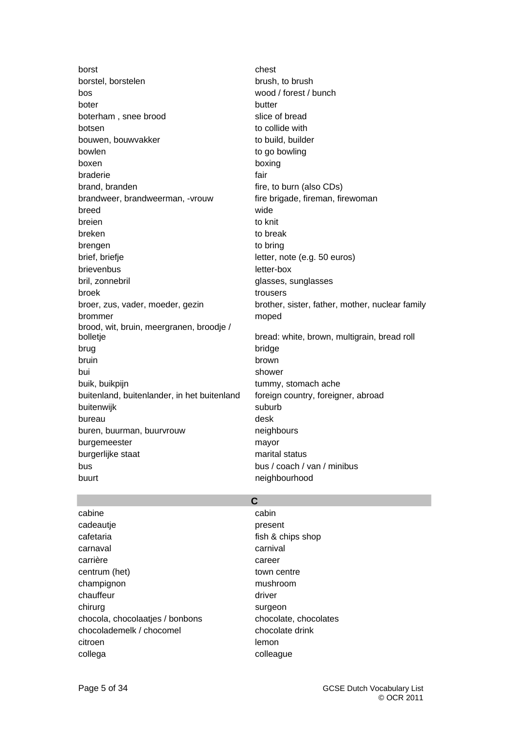| | |
|---|---|
| borst | chest |
| borstel, borstelen | brush, to brush |
| bos | wood / forest / bunch |
| boter | butter |
| boterham , snee brood | slice of bread |
| botsen | to collide with |
| bouwen, bouwvakker | to build, builder |
| bowlen | to go bowling |
| boxen | boxing |
| braderie | fair |
| brand, branden | fire, to burn (also CDs) |
| brandweer, brandweerman, -vrouw | fire brigade, fireman, firewoman |
| breed | wide |
| breien | to knit |
| breken | to break |
| brengen | to bring |
| brief, briefje | letter, note (e.g. 50 euros) |
| brievenbus | letter-box |
| bril, zonnebril | glasses, sunglasses |
| broek | trousers |
| broer, zus, vader, moeder, gezin | brother, sister, father, mother, nuclear family |
| brommer | moped |
| brood, wit, bruin, meergranen, broodje / bolletje | bread: white, brown, multigrain, bread roll |
| brug | bridge |
| bruin | brown |
| bui | shower |
| buik, buikpijn | tummy, stomach ache |
| buitenland, buitenlander, in het buitenland | foreign country, foreigner, abroad |
| buitenwijk | suburb |
| bureau | desk |
| buren, buurman, buurvrouw | neighbours |
| burgemeester | mayor |
| burgerlijke staat | marital status |
| bus | bus / coach / van / minibus |
| buurt | neighbourhood |

## C

| | |
|---|---|
| cabine | cabin |
| cadeautje | present |
| cafetaria | fish & chips shop |
| carnaval | carnival |
| carrière | career |
| centrum (het) | town centre |
| champignon | mushroom |
| chauffeur | driver |
| chirurg | surgeon |
| chocola, chocolaatjes / bonbons | chocolate, chocolates |
| chocolademelk / chocomel | chocolate drink |
| citroen | lemon |
| collega | colleague |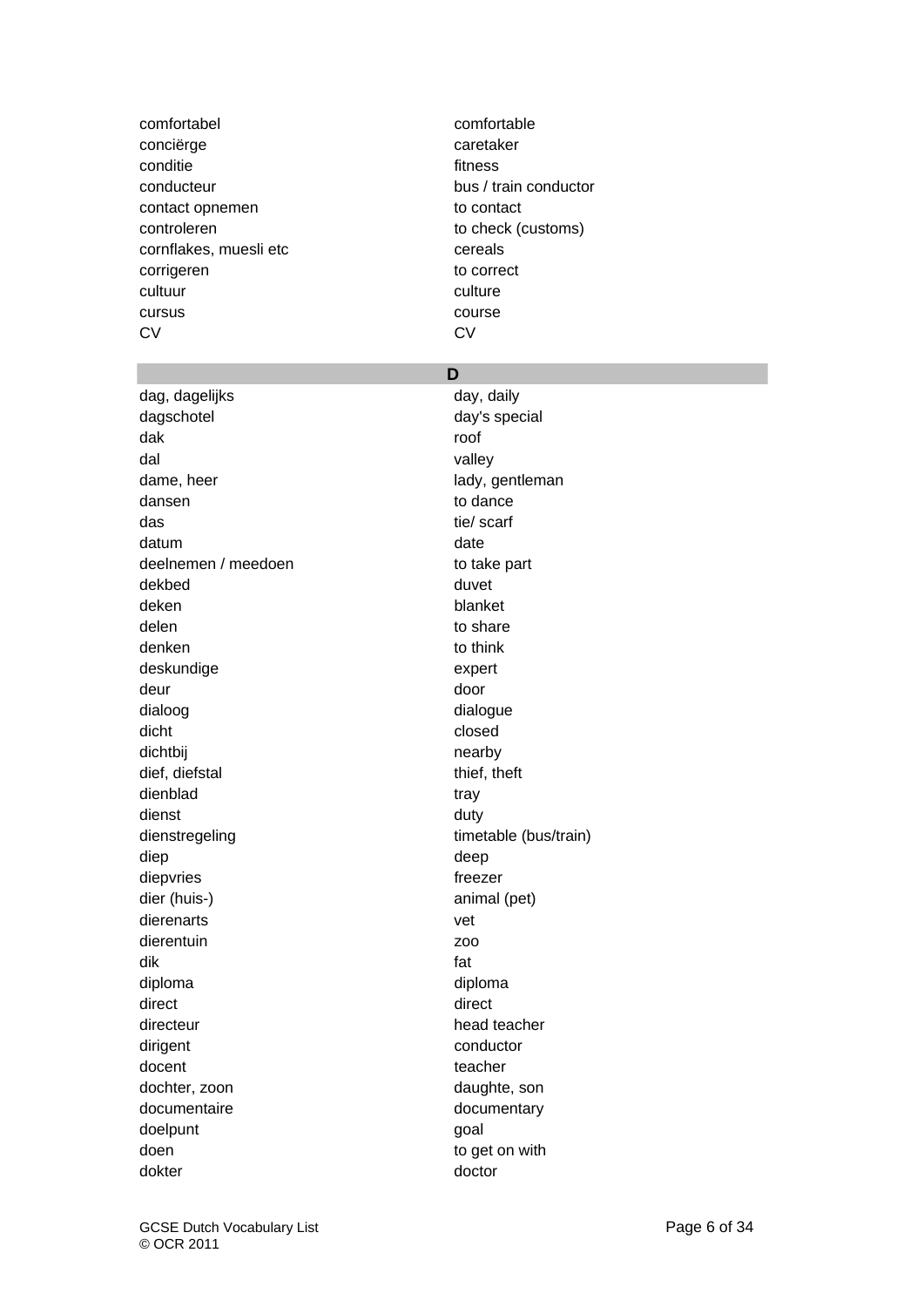| | |
|---|---|
| comfortabel | comfortable |
| conciërge | caretaker |
| conditie | fitness |
| conducteur | bus / train conductor |
| contact opnemen | to contact |
| controleren | to check (customs) |
| cornflakes, muesli etc | cereals |
| corrigeren | to correct |
| cultuur | culture |
| cursus | course |
| CV | CV |

## D

| | |
|---|---|
| dag, dagelijks | day, daily |
| dagschotel | day's special |
| dak | roof |
| dal | valley |
| dame, heer | lady, gentleman |
| dansen | to dance |
| das | tie/ scarf |
| datum | date |
| deelnemen / meedoen | to take part |
| dekbed | duvet |
| deken | blanket |
| delen | to share |
| denken | to think |
| deskundige | expert |
| deur | door |
| dialoog | dialogue |
| dicht | closed |
| dichtbij | nearby |
| dief, diefstal | thief, theft |
| dienblad | tray |
| dienst | duty |
| dienstregeling | timetable (bus/train) |
| diep | deep |
| diepvries | freezer |
| dier (huis-) | animal (pet) |
| dierenarts | vet |
| dierentuin | zoo |
| dik | fat |
| diploma | diploma |
| direct | direct |
| directeur | head teacher |
| dirigent | conductor |
| docent | teacher |
| dochter, zoon | daughte, son |
| documentaire | documentary |
| doelpunt | goal |
| doen | to get on with |
| dokter | doctor |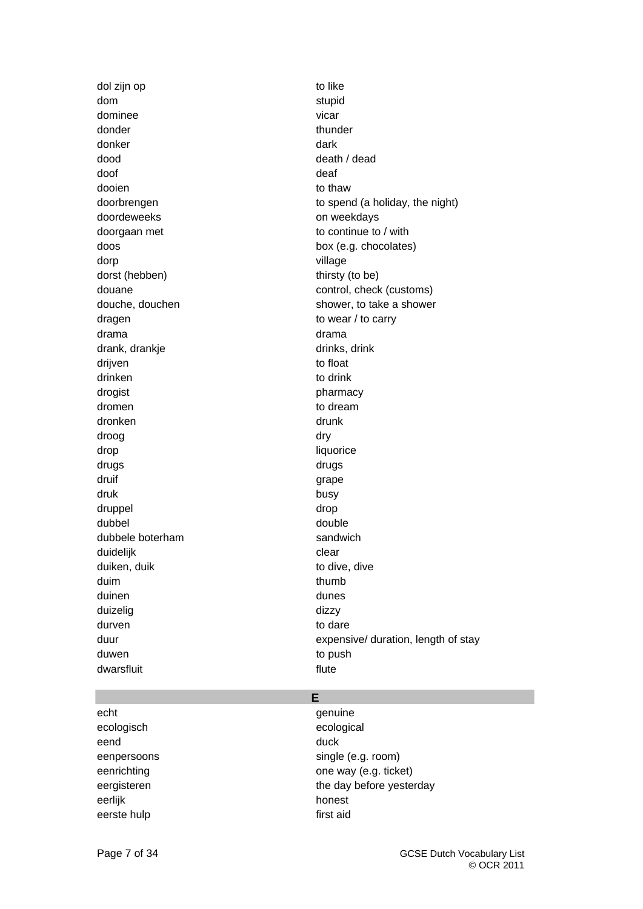| | |
|---|---|
| dol zijn op | to like |
| dom | stupid |
| dominee | vicar |
| donder | thunder |
| donker | dark |
| dood | death / dead |
| doof | deaf |
| dooien | to thaw |
| doorbrengen | to spend (a holiday, the night) |
| doordeweeks | on weekdays |
| doorgaan met | to continue to / with |
| doos | box (e.g. chocolates) |
| dorp | village |
| dorst (hebben) | thirsty (to be) |
| douane | control, check (customs) |
| douche, douchen | shower, to take a shower |
| dragen | to wear / to carry |
| drama | drama |
| drank, drankje | drinks, drink |
| drijven | to float |
| drinken | to drink |
| drogist | pharmacy |
| dromen | to dream |
| dronken | drunk |
| droog | dry |
| drop | liquorice |
| drugs | drugs |
| druif | grape |
| druk | busy |
| druppel | drop |
| dubbel | double |
| dubbele boterham | sandwich |
| duidelijk | clear |
| duiken, duik | to dive, dive |
| duim | thumb |
| duinen | dunes |
| duizelig | dizzy |
| durven | to dare |
| duur | expensive/ duration, length of stay |
| duwen | to push |
| dwarsfluit | flute |

## E

| | |
|---|---|
| echt | genuine |
| ecologisch | ecological |
| eend | duck |
| eenpersoons | single (e.g. room) |
| eenrichting | one way (e.g. ticket) |
| eergisteren | the day before yesterday |
| eerlijk | honest |
| eerste hulp | first aid |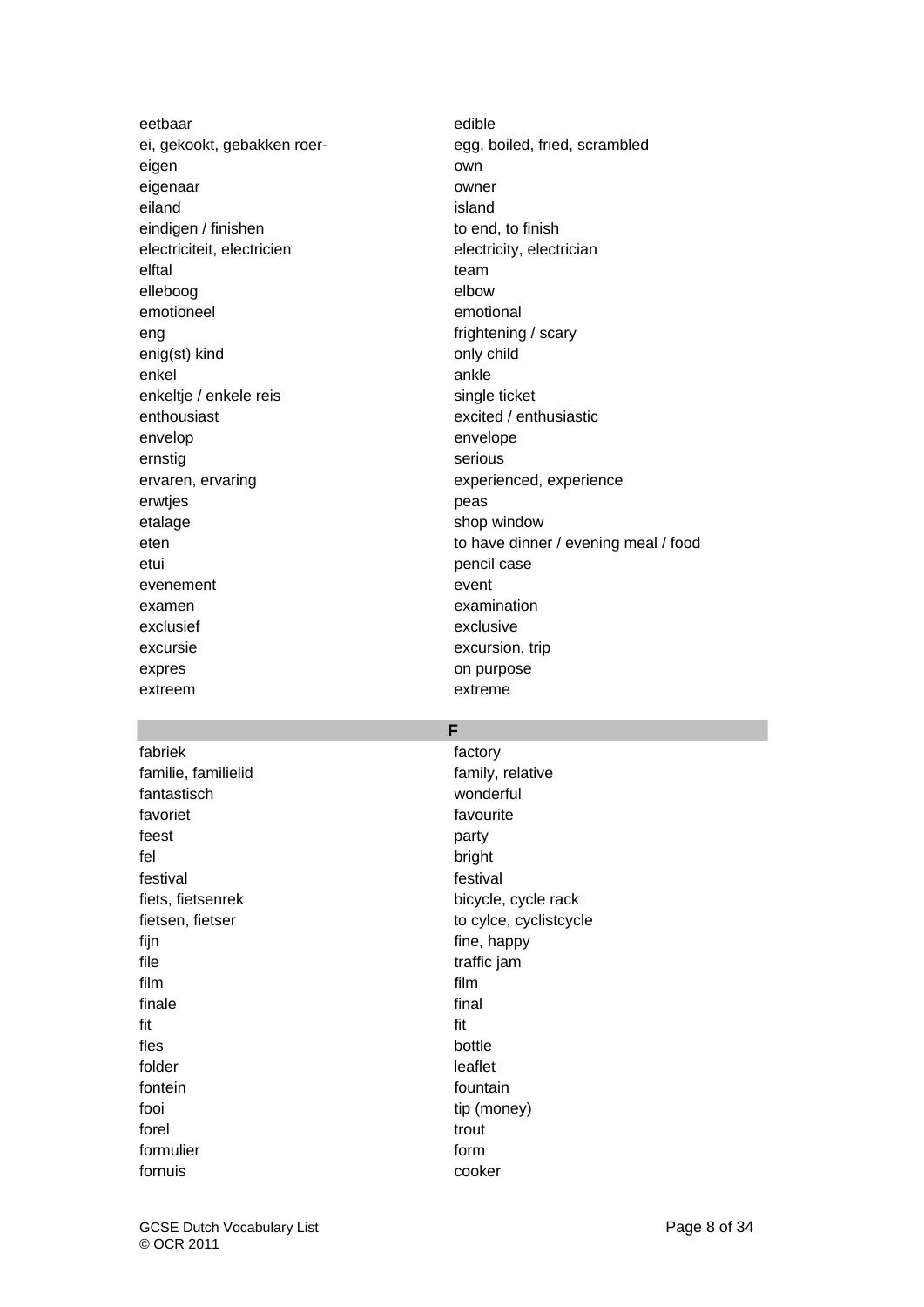| | |
|---|---|
| eetbaar | edible |
| ei, gekookt, gebakken roer- | egg, boiled, fried, scrambled |
| eigen | own |
| eigenaar | owner |
| eiland | island |
| eindigen / finishen | to end, to finish |
| electriciteit, electricien | electricity, electrician |
| elftal | team |
| elleboog | elbow |
| emotioneel | emotional |
| eng | frightening / scary |
| enig(st) kind | only child |
| enkel | ankle |
| enkeltje / enkele reis | single ticket |
| enthousiast | excited / enthusiastic |
| envelop | envelope |
| ernstig | serious |
| ervaren, ervaring | experienced, experience |
| erwtjes | peas |
| etalage | shop window |
| eten | to have dinner / evening meal / food |
| etui | pencil case |
| evenement | event |
| examen | examination |
| exclusief | exclusive |
| excursie | excursion, trip |
| expres | on purpose |
| extreem | extreme |

## F

| | |
|---|---|
| fabriek | factory |
| familie, familielid | family, relative |
| fantastisch | wonderful |
| favoriet | favourite |
| feest | party |
| fel | bright |
| festival | festival |
| fiets, fietsenrek | bicycle, cycle rack |
| fietsen, fietser | to cylce, cyclistcycle |
| fijn | fine, happy |
| file | traffic jam |
| film | film |
| finale | final |
| fit | fit |
| fles | bottle |
| folder | leaflet |
| fontein | fountain |
| fooi | tip (money) |
| forel | trout |
| formulier | form |
| fornuis | cooker |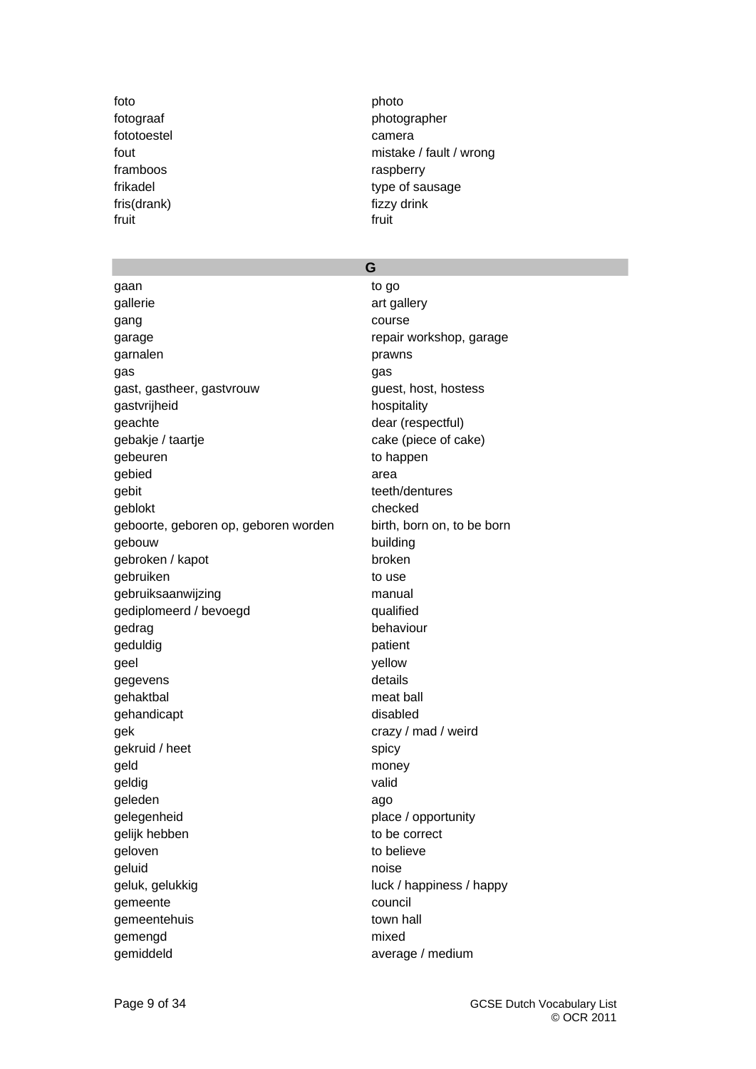| | |
|---|---|
| foto | photo |
| fotograaf | photographer |
| fototoestel | camera |
| fout | mistake / fault / wrong |
| framboos | raspberry |
| frikadel | type of sausage |
| fris(drank) | fizzy drink |
| fruit | fruit |

## G

| | |
|---|---|
| gaan | to go |
| gallerie | art gallery |
| gang | course |
| garage | repair workshop, garage |
| garnalen | prawns |
| gas | gas |
| gast, gastheer, gastvrouw | guest, host, hostess |
| gastvrijheid | hospitality |
| geachte | dear (respectful) |
| gebakje / taartje | cake (piece of cake) |
| gebeuren | to happen |
| gebied | area |
| gebit | teeth/dentures |
| geblokt | checked |
| geboorte, geboren op, geboren worden | birth, born on, to be born |
| gebouw | building |
| gebroken / kapot | broken |
| gebruiken | to use |
| gebruiksaanwijzing | manual |
| gediplomeerd / bevoegd | qualified |
| gedrag | behaviour |
| geduldig | patient |
| geel | yellow |
| gegevens | details |
| gehaktbal | meat ball |
| gehandicapt | disabled |
| gek | crazy / mad / weird |
| gekruid / heet | spicy |
| geld | money |
| geldig | valid |
| geleden | ago |
| gelegenheid | place / opportunity |
| gelijk hebben | to be correct |
| geloven | to believe |
| geluid | noise |
| geluk, gelukkig | luck / happiness / happy |
| gemeente | council |
| gemeentehuis | town hall |
| gemengd | mixed |
| gemiddeld | average / medium |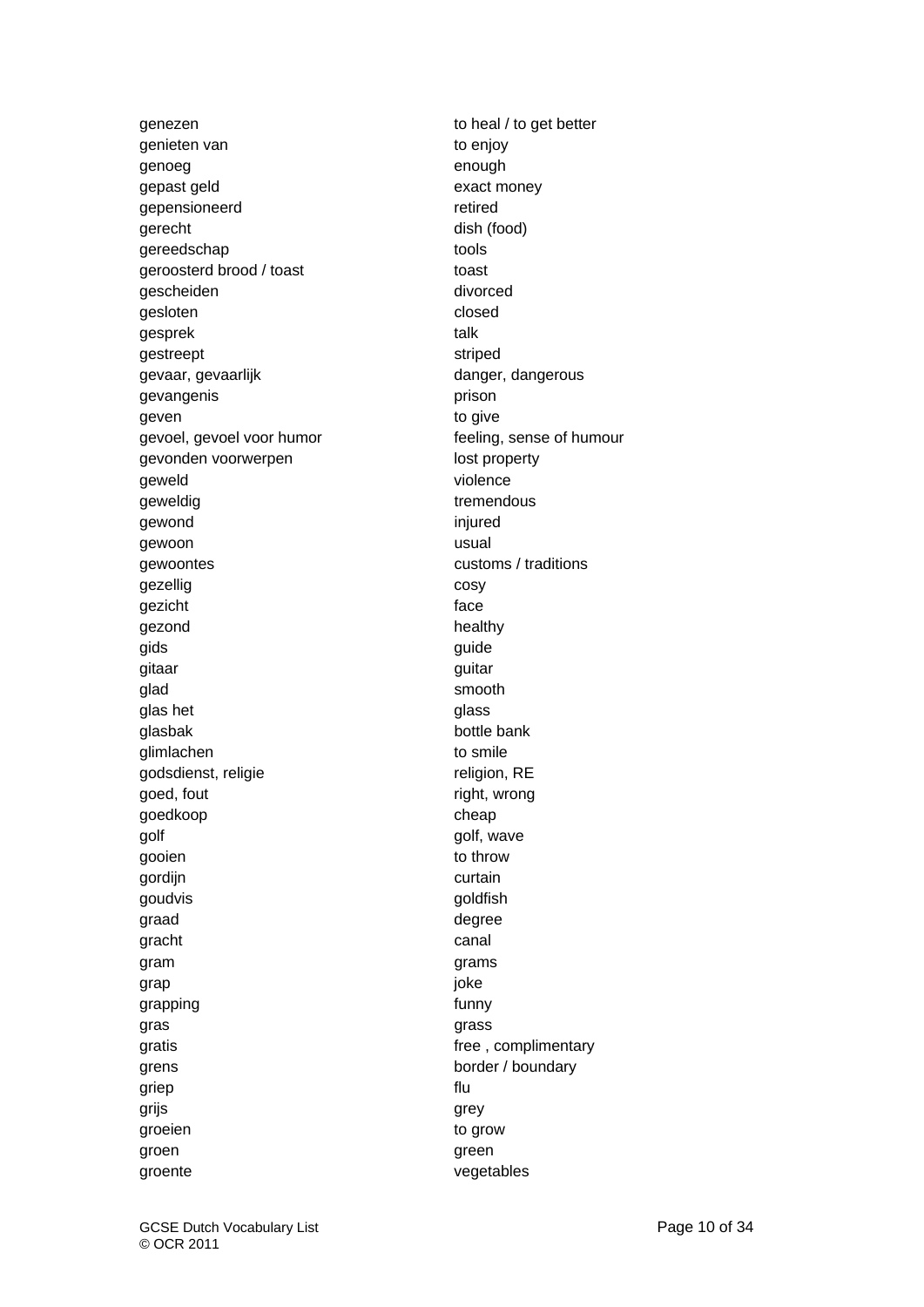| | |
|---|---|
| genezen | to heal / to get better |
| genieten van | to enjoy |
| genoeg | enough |
| gepast geld | exact money |
| gepensioneerd | retired |
| gerecht | dish (food) |
| gereedschap | tools |
| geroosterd brood / toast | toast |
| gescheiden | divorced |
| gesloten | closed |
| gesprek | talk |
| gestreept | striped |
| gevaar, gevaarlijk | danger, dangerous |
| gevangenis | prison |
| geven | to give |
| gevoel, gevoel voor humor | feeling, sense of humour |
| gevonden voorwerpen | lost property |
| geweld | violence |
| geweldig | tremendous |
| gewond | injured |
| gewoon | usual |
| gewoontes | customs / traditions |
| gezellig | cosy |
| gezicht | face |
| gezond | healthy |
| gids | guide |
| gitaar | guitar |
| glad | smooth |
| glas het | glass |
| glasbak | bottle bank |
| glimlachen | to smile |
| godsdienst, religie | religion, RE |
| goed, fout | right, wrong |
| goedkoop | cheap |
| golf | golf, wave |
| gooien | to throw |
| gordijn | curtain |
| goudvis | goldfish |
| graad | degree |
| gracht | canal |
| gram | grams |
| grap | joke |
| grapping | funny |
| gras | grass |
| gratis | free , complimentary |
| grens | border / boundary |
| griep | flu |
| grijs | grey |
| groeien | to grow |
| groen | green |
| groente | vegetables |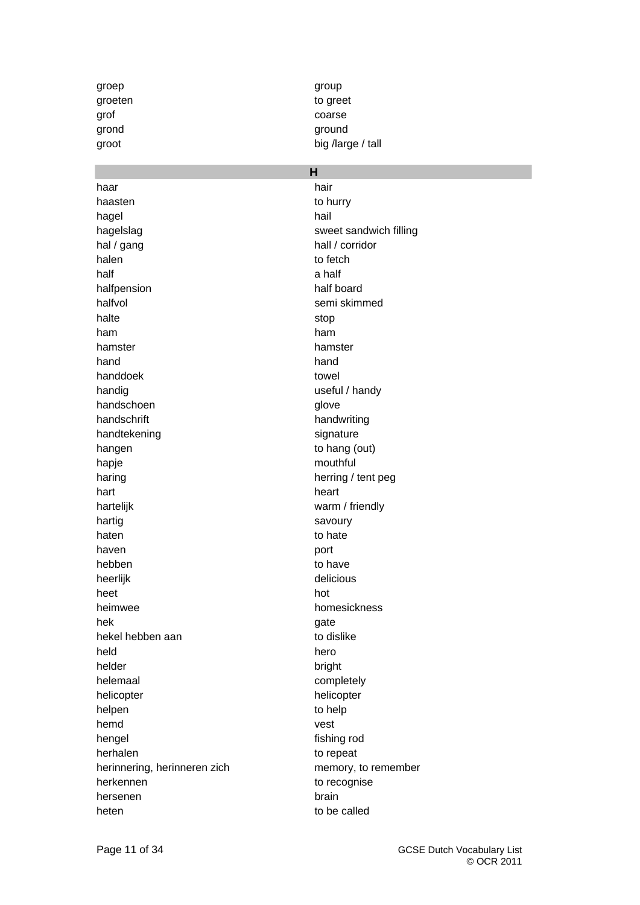| | |
|---|---|
| groep | group |
| groeten | to greet |
| grof | coarse |
| grond | ground |
| groot | big /large / tall |

| **H** | |
|---|---|
| haar | hair |
| haasten | to hurry |
| hagel | hail |
| hagelslag | sweet sandwich filling |
| hal / gang | hall / corridor |
| halen | to fetch |
| half | a half |
| halfpension | half board |
| halfvol | semi skimmed |
| halte | stop |
| ham | ham |
| hamster | hamster |
| hand | hand |
| handdoek | towel |
| handig | useful / handy |
| handschoen | glove |
| handschrift | handwriting |
| handtekening | signature |
| hangen | to hang (out) |
| hapje | mouthful |
| haring | herring / tent peg |
| hart | heart |
| hartelijk | warm / friendly |
| hartig | savoury |
| haten | to hate |
| haven | port |
| hebben | to have |
| heerlijk | delicious |
| heet | hot |
| heimwee | homesickness |
| hek | gate |
| hekel hebben aan | to dislike |
| held | hero |
| helder | bright |
| helemaal | completely |
| helicopter | helicopter |
| helpen | to help |
| hemd | vest |
| hengel | fishing rod |
| herhalen | to repeat |
| herinnering, herinneren zich | memory, to remember |
| herkennen | to recognise |
| hersenen | brain |
| heten | to be called |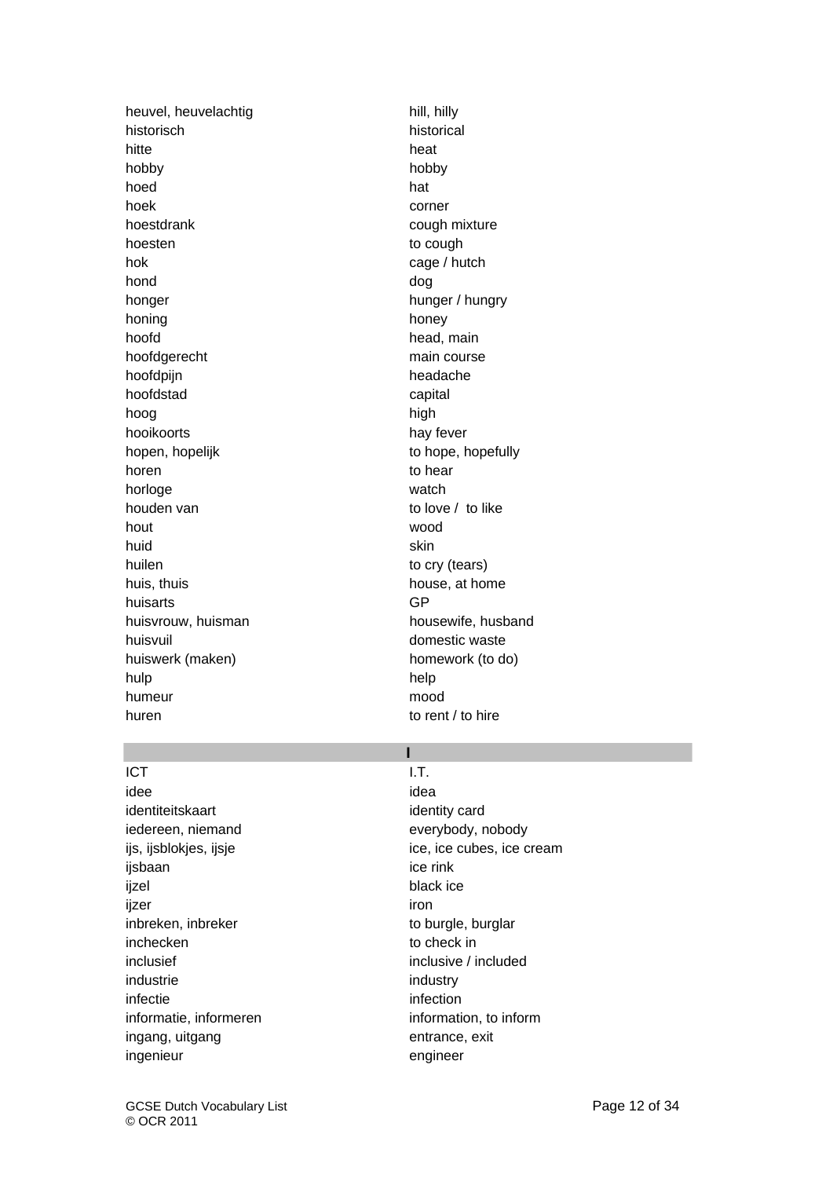| | |
|---|---|
| heuvel, heuvelachtig | hill, hilly |
| historisch | historical |
| hitte | heat |
| hobby | hobby |
| hoed | hat |
| hoek | corner |
| hoestdrank | cough mixture |
| hoesten | to cough |
| hok | cage / hutch |
| hond | dog |
| honger | hunger / hungry |
| honing | honey |
| hoofd | head, main |
| hoofdgerecht | main course |
| hoofdpijn | headache |
| hoofdstad | capital |
| hoog | high |
| hooikoorts | hay fever |
| hopen, hopelijk | to hope, hopefully |
| horen | to hear |
| horloge | watch |
| houden van | to love / to like |
| hout | wood |
| huid | skin |
| huilen | to cry (tears) |
| huis, thuis | house, at home |
| huisarts | GP |
| huisvrouw, huisman | housewife, husband |
| huisvuil | domestic waste |
| huiswerk (maken) | homework (to do) |
| hulp | help |
| humeur | mood |
| huren | to rent / to hire |

| | **I** |
|---|---|
| ICT | I.T. |
| idee | idea |
| identiteitskaart | identity card |
| iedereen, niemand | everybody, nobody |
| ijs, ijsblokjes, ijsje | ice, ice cubes, ice cream |
| ijsbaan | ice rink |
| ijzel | black ice |
| ijzer | iron |
| inbreken, inbreker | to burgle, burglar |
| inchecken | to check in |
| inclusief | inclusive / included |
| industrie | industry |
| infectie | infection |
| informatie, informeren | information, to inform |
| ingang, uitgang | entrance, exit |
| ingenieur | engineer |

GCSE Dutch Vocabulary List
© OCR 2011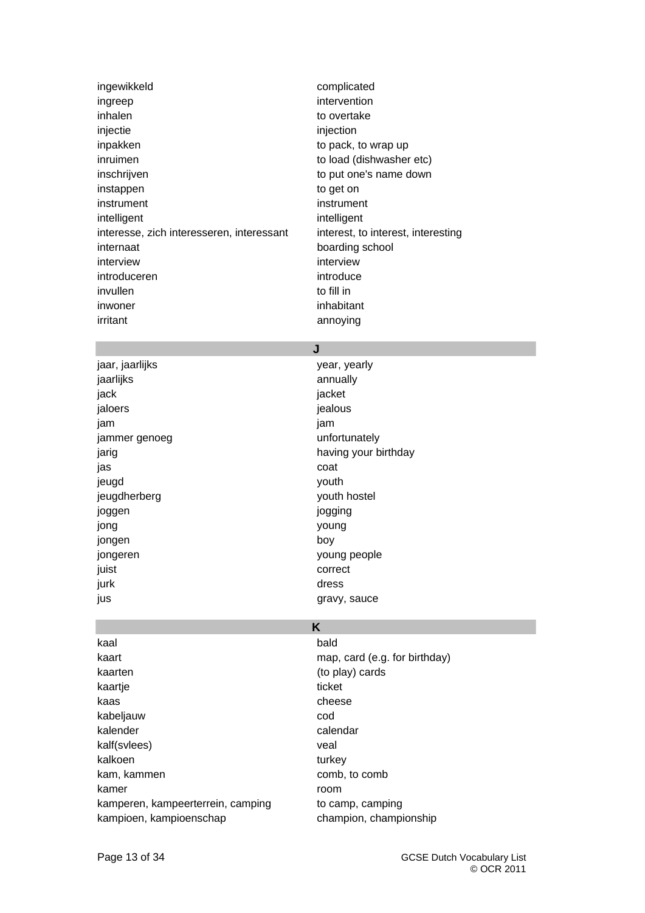| | |
|---|---|
| ingewikkeld | complicated |
| ingreep | intervention |
| inhalen | to overtake |
| injectie | injection |
| inpakken | to pack, to wrap up |
| inruimen | to load (dishwasher etc) |
| inschrijven | to put one's name down |
| instappen | to get on |
| instrument | instrument |
| intelligent | intelligent |
| interesse, zich interesseren, interessant | interest, to interest, interesting |
| internaat | boarding school |
| interview | interview |
| introduceren | introduce |
| invullen | to fill in |
| inwoner | inhabitant |
| irritant | annoying |

## J

| | |
|---|---|
| jaar, jaarlijks | year, yearly |
| jaarlijks | annually |
| jack | jacket |
| jaloers | jealous |
| jam | jam |
| jammer genoeg | unfortunately |
| jarig | having your birthday |
| jas | coat |
| jeugd | youth |
| jeugdherberg | youth hostel |
| joggen | jogging |
| jong | young |
| jongen | boy |
| jongeren | young people |
| juist | correct |
| jurk | dress |
| jus | gravy, sauce |

## K

| | |
|---|---|
| kaal | bald |
| kaart | map, card (e.g. for birthday) |
| kaarten | (to play) cards |
| kaartje | ticket |
| kaas | cheese |
| kabeljauw | cod |
| kalender | calendar |
| kalf(svlees) | veal |
| kalkoen | turkey |
| kam, kammen | comb, to comb |
| kamer | room |
| kamperen, kampeerterrein, camping | to camp, camping |
| kampioen, kampioenschap | champion, championship |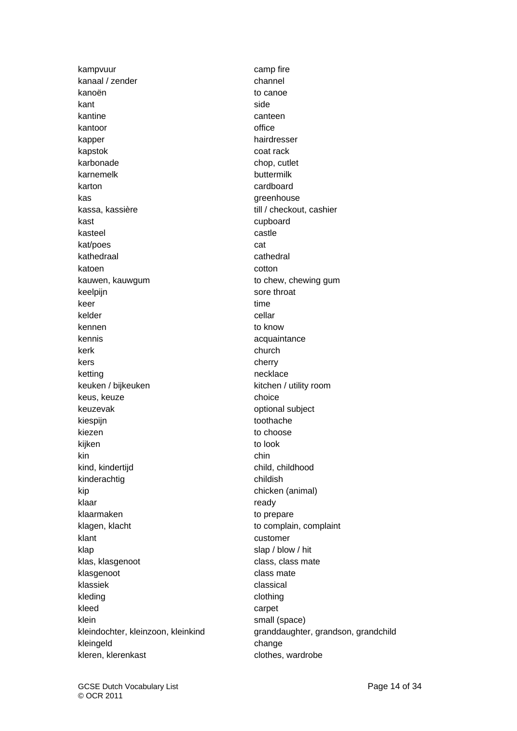| | |
|---|---|
| kampvuur | camp fire |
| kanaal / zender | channel |
| kanoën | to canoe |
| kant | side |
| kantine | canteen |
| kantoor | office |
| kapper | hairdresser |
| kapstok | coat rack |
| karbonade | chop, cutlet |
| karnemelk | buttermilk |
| karton | cardboard |
| kas | greenhouse |
| kassa, kassière | till / checkout, cashier |
| kast | cupboard |
| kasteel | castle |
| kat/poes | cat |
| kathedraal | cathedral |
| katoen | cotton |
| kauwen, kauwgum | to chew, chewing gum |
| keelpijn | sore throat |
| keer | time |
| kelder | cellar |
| kennen | to know |
| kennis | acquaintance |
| kerk | church |
| kers | cherry |
| ketting | necklace |
| keuken / bijkeuken | kitchen / utility room |
| keus, keuze | choice |
| keuzevak | optional subject |
| kiespijn | toothache |
| kiezen | to choose |
| kijken | to look |
| kin | chin |
| kind, kindertijd | child, childhood |
| kinderachtig | childish |
| kip | chicken (animal) |
| klaar | ready |
| klaarmaken | to prepare |
| klagen, klacht | to complain, complaint |
| klant | customer |
| klap | slap / blow / hit |
| klas, klasgenoot | class, class mate |
| klasgenoot | class mate |
| klassiek | classical |
| kleding | clothing |
| kleed | carpet |
| klein | small (space) |
| kleindochter, kleinzoon, kleinkind | granddaughter, grandson, grandchild |
| kleingeld | change |
| kleren, klerenkast | clothes, wardrobe |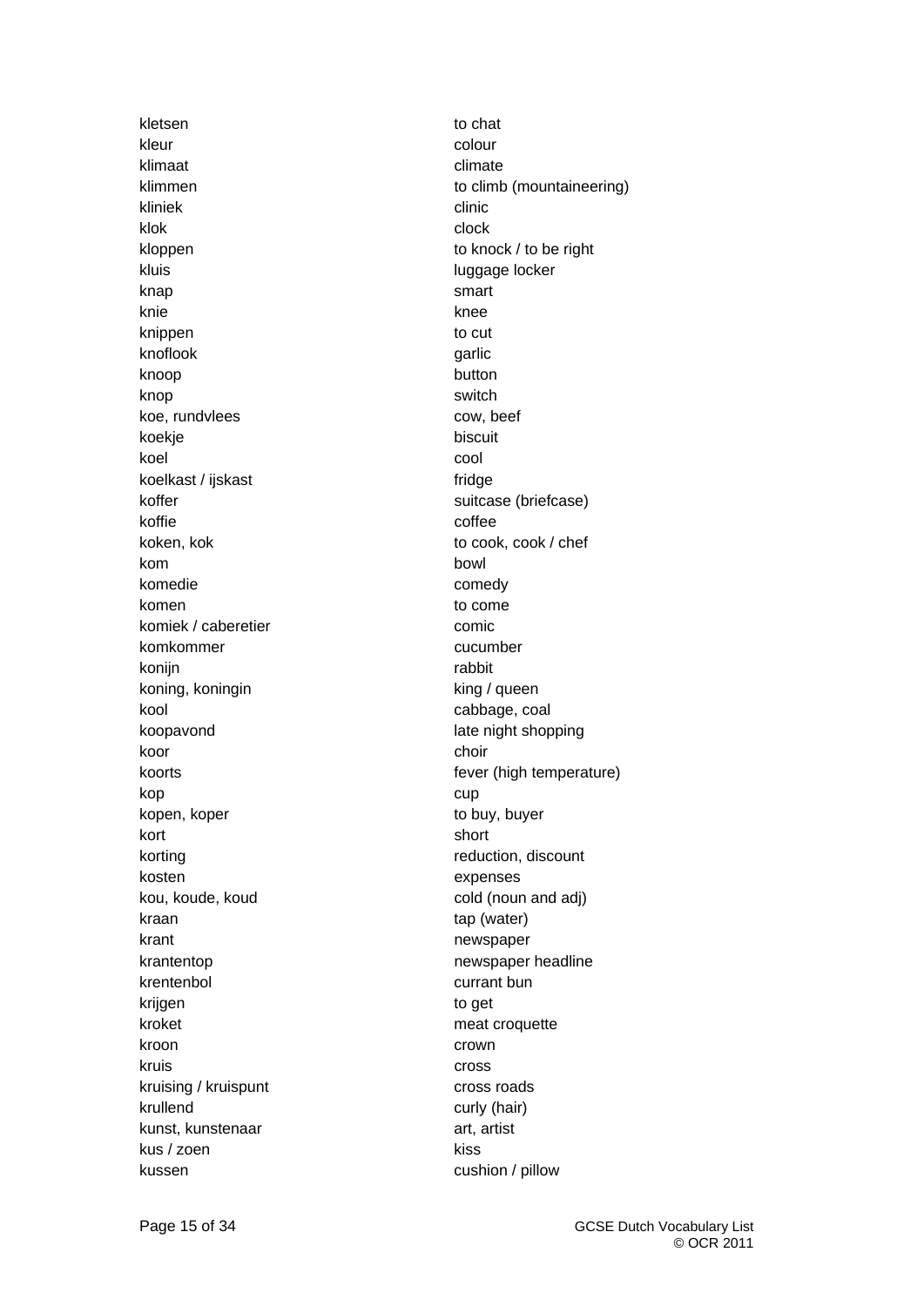| | |
|---|---|
| kletsen | to chat |
| kleur | colour |
| klimaat | climate |
| klimmen | to climb (mountaineering) |
| kliniek | clinic |
| klok | clock |
| kloppen | to knock / to be right |
| kluis | luggage locker |
| knap | smart |
| knie | knee |
| knippen | to cut |
| knoflook | garlic |
| knoop | button |
| knop | switch |
| koe, rundvlees | cow, beef |
| koekje | biscuit |
| koel | cool |
| koelkast / ijskast | fridge |
| koffer | suitcase (briefcase) |
| koffie | coffee |
| koken, kok | to cook, cook / chef |
| kom | bowl |
| komedie | comedy |
| komen | to come |
| komiek / caberetier | comic |
| komkommer | cucumber |
| konijn | rabbit |
| koning, koningin | king / queen |
| kool | cabbage, coal |
| koopavond | late night shopping |
| koor | choir |
| koorts | fever (high temperature) |
| kop | cup |
| kopen, koper | to buy, buyer |
| kort | short |
| korting | reduction, discount |
| kosten | expenses |
| kou, koude, koud | cold (noun and adj) |
| kraan | tap (water) |
| krant | newspaper |
| krantentop | newspaper headline |
| krentenbol | currant bun |
| krijgen | to get |
| kroket | meat croquette |
| kroon | crown |
| kruis | cross |
| kruising / kruispunt | cross roads |
| krullend | curly (hair) |
| kunst, kunstenaar | art, artist |
| kus / zoen | kiss |
| kussen | cushion / pillow |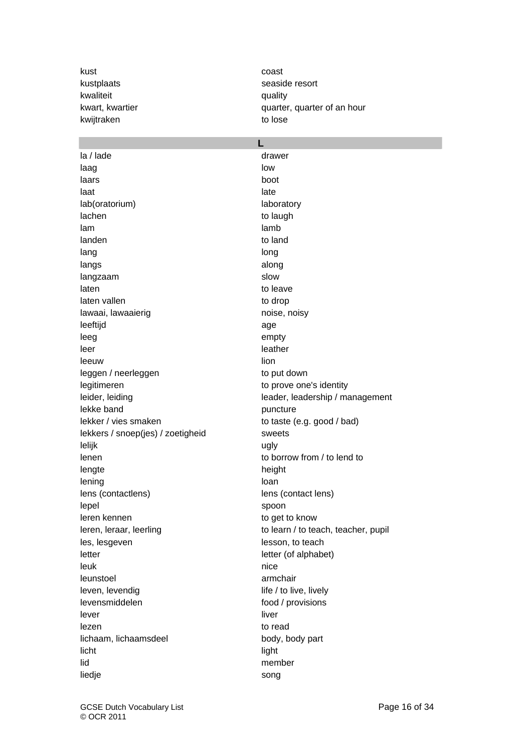| | |
|---|---|
| kust | coast |
| kustplaats | seaside resort |
| kwaliteit | quality |
| kwart, kwartier | quarter, quarter of an hour |
| kwijtraken | to lose |

## L

| | |
|---|---|
| la / lade | drawer |
| laag | low |
| laars | boot |
| laat | late |
| lab(oratorium) | laboratory |
| lachen | to laugh |
| lam | lamb |
| landen | to land |
| lang | long |
| langs | along |
| langzaam | slow |
| laten | to leave |
| laten vallen | to drop |
| lawaai, lawaaierig | noise, noisy |
| leeftijd | age |
| leeg | empty |
| leer | leather |
| leeuw | lion |
| leggen / neerleggen | to put down |
| legitimeren | to prove one's identity |
| leider, leiding | leader, leadership / management |
| lekke band | puncture |
| lekker / vies smaken | to taste (e.g. good / bad) |
| lekkers / snoep(jes) / zoetigheid | sweets |
| lelijk | ugly |
| lenen | to borrow from / to lend to |
| lengte | height |
| lening | loan |
| lens (contactlens) | lens (contact lens) |
| lepel | spoon |
| leren kennen | to get to know |
| leren, leraar, leerling | to learn / to teach, teacher, pupil |
| les, lesgeven | lesson, to teach |
| letter | letter (of alphabet) |
| leuk | nice |
| leunstoel | armchair |
| leven, levendig | life / to live, lively |
| levensmiddelen | food / provisions |
| lever | liver |
| lezen | to read |
| lichaam, lichaamsdeel | body, body part |
| licht | light |
| lid | member |
| liedje | song |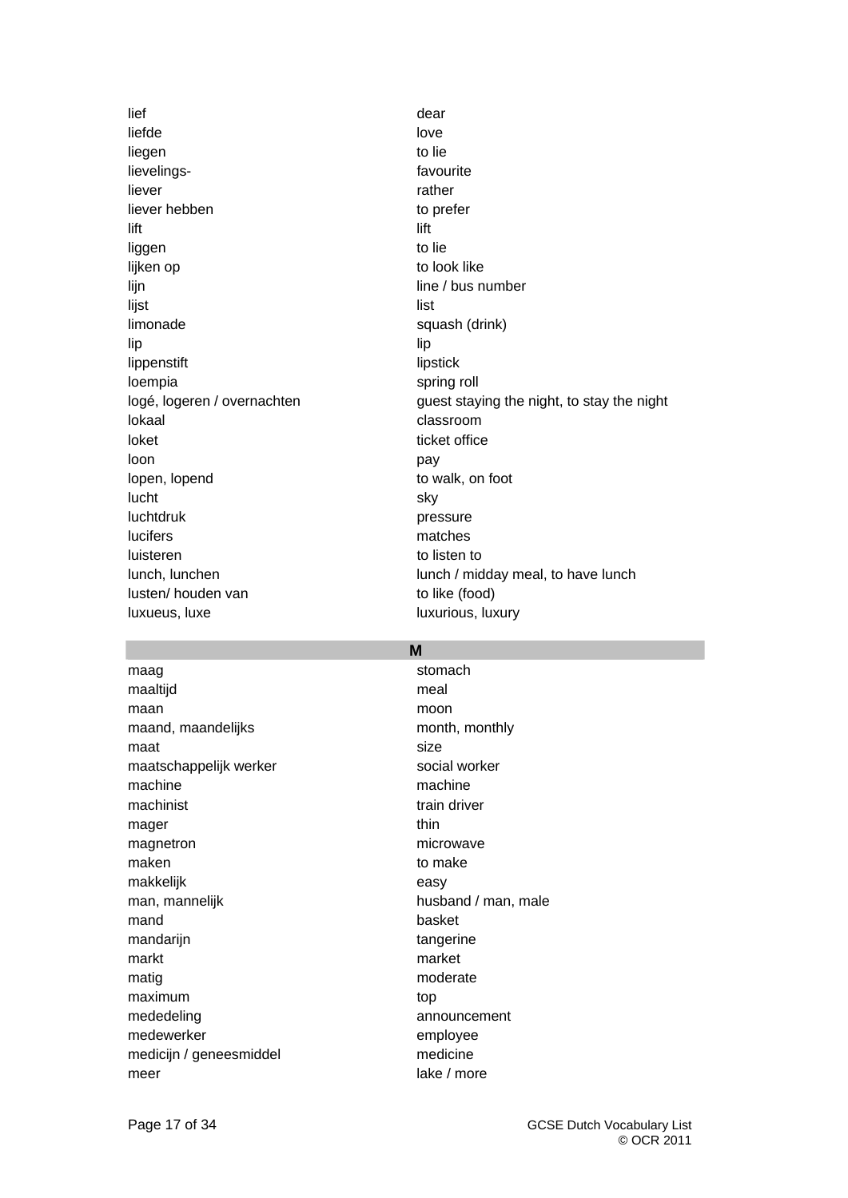| | |
|---|---|
| lief | dear |
| liefde | love |
| liegen | to lie |
| lievelings- | favourite |
| liever | rather |
| liever hebben | to prefer |
| lift | lift |
| liggen | to lie |
| lijken op | to look like |
| lijn | line / bus number |
| lijst | list |
| limonade | squash (drink) |
| lip | lip |
| lippenstift | lipstick |
| loempia | spring roll |
| logé, logeren / overnachten | guest staying the night, to stay the night |
| lokaal | classroom |
| loket | ticket office |
| loon | pay |
| lopen, lopend | to walk, on foot |
| lucht | sky |
| luchtdruk | pressure |
| lucifers | matches |
| luisteren | to listen to |
| lunch, lunchen | lunch / midday meal, to have lunch |
| lusten/ houden van | to like (food) |
| luxueus, luxe | luxurious, luxury |

## M

| | |
|---|---|
| maag | stomach |
| maaltijd | meal |
| maan | moon |
| maand, maandelijks | month, monthly |
| maat | size |
| maatschappelijk werker | social worker |
| machine | machine |
| machinist | train driver |
| mager | thin |
| magnetron | microwave |
| maken | to make |
| makkelijk | easy |
| man, mannelijk | husband / man, male |
| mand | basket |
| mandarijn | tangerine |
| markt | market |
| matig | moderate |
| maximum | top |
| mededeling | announcement |
| medewerker | employee |
| medicijn / geneesmiddel | medicine |
| meer | lake / more |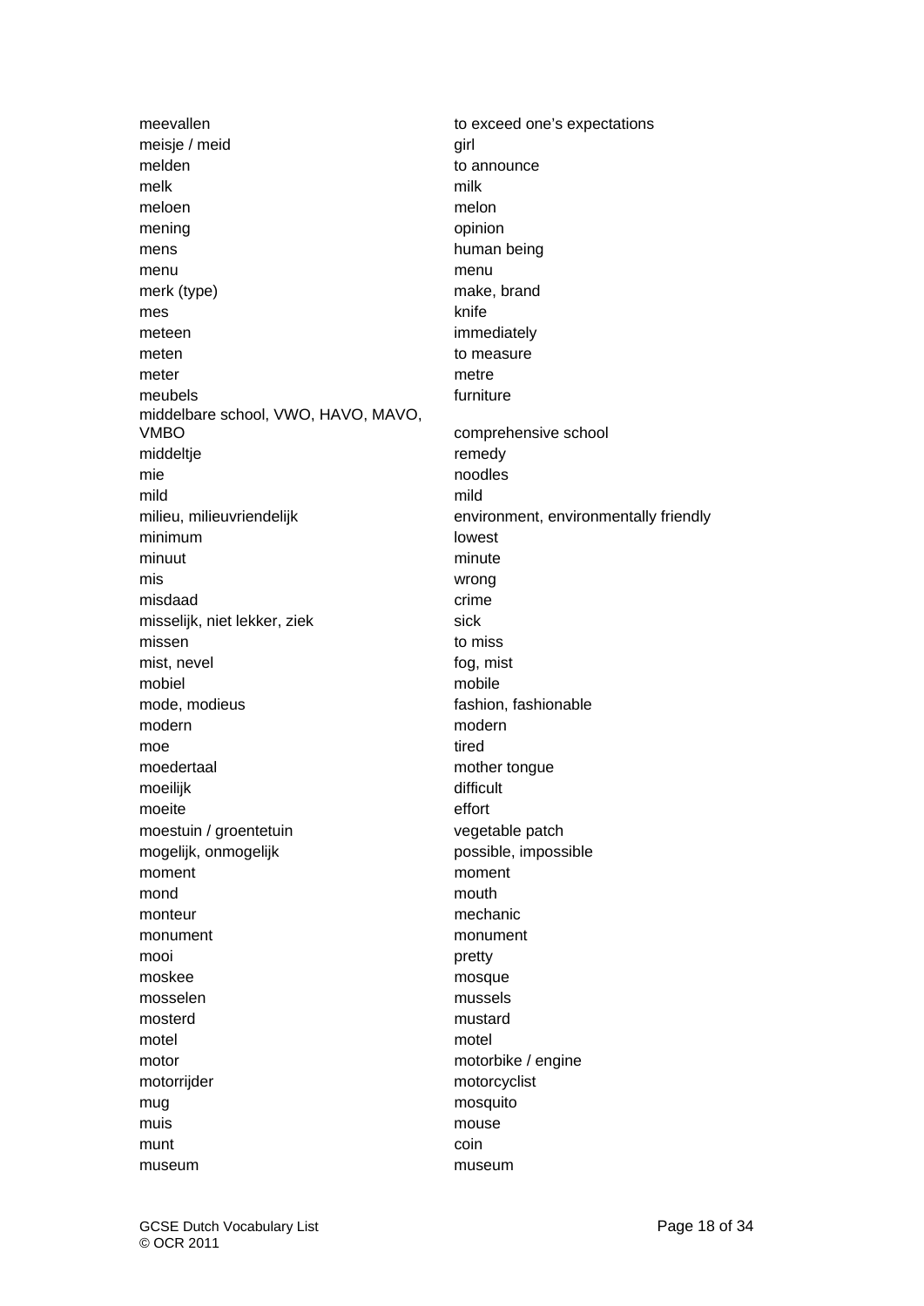| | |
|---|---|
| meevallen | to exceed one's expectations |
| meisje / meid | girl |
| melden | to announce |
| melk | milk |
| meloen | melon |
| mening | opinion |
| mens | human being |
| menu | menu |
| merk (type) | make, brand |
| mes | knife |
| meteen | immediately |
| meten | to measure |
| meter | metre |
| meubels | furniture |
| middelbare school, VWO, HAVO, MAVO, VMBO | comprehensive school |
| middeltje | remedy |
| mie | noodles |
| mild | mild |
| milieu, milieuvriendelijk | environment, environmentally friendly |
| minimum | lowest |
| minuut | minute |
| mis | wrong |
| misdaad | crime |
| misselijk, niet lekker, ziek | sick |
| missen | to miss |
| mist, nevel | fog, mist |
| mobiel | mobile |
| mode, modieus | fashion, fashionable |
| modern | modern |
| moe | tired |
| moedertaal | mother tongue |
| moeilijk | difficult |
| moeite | effort |
| moestuin / groentetuin | vegetable patch |
| mogelijk, onmogelijk | possible, impossible |
| moment | moment |
| mond | mouth |
| monteur | mechanic |
| monument | monument |
| mooi | pretty |
| moskee | mosque |
| mosselen | mussels |
| mosterd | mustard |
| motel | motel |
| motor | motorbike / engine |
| motorrijder | motorcyclist |
| mug | mosquito |
| muis | mouse |
| munt | coin |
| museum | museum |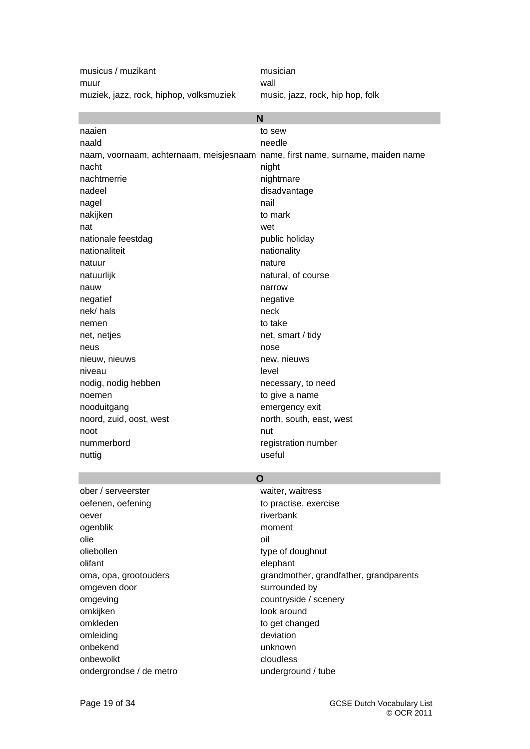| | |
|---|---|
| musicus / muzikant | musician |
| muur | wall |
| muziek, jazz, rock, hiphop, volksmuziek | music, jazz, rock, hip hop, folk |

## N

| | |
|---|---|
| naaien | to sew |
| naald | needle |
| naam, voornaam, achternaam, meisjesnaam | name, first name, surname, maiden name |
| nacht | night |
| nachtmerrie | nightmare |
| nadeel | disadvantage |
| nagel | nail |
| nakijken | to mark |
| nat | wet |
| nationale feestdag | public holiday |
| nationaliteit | nationality |
| natuur | nature |
| natuurlijk | natural, of course |
| nauw | narrow |
| negatief | negative |
| nek/ hals | neck |
| nemen | to take |
| net, netjes | net, smart / tidy |
| neus | nose |
| nieuw, nieuws | new, nieuws |
| niveau | level |
| nodig, nodig hebben | necessary, to need |
| noemen | to give a name |
| nooduitgang | emergency exit |
| noord, zuid, oost, west | north, south, east, west |
| noot | nut |
| nummerbord | registration number |
| nuttig | useful |

## O

| | |
|---|---|
| ober / serveerster | waiter, waitress |
| oefenen, oefening | to practise, exercise |
| oever | riverbank |
| ogenblik | moment |
| olie | oil |
| oliebollen | type of doughnut |
| olifant | elephant |
| oma, opa, grootouders | grandmother, grandfather, grandparents |
| omgeven door | surrounded by |
| omgeving | countryside / scenery |
| omkijken | look around |
| omkleden | to get changed |
| omleiding | deviation |
| onbekend | unknown |
| onbewolkt | cloudless |
| ondergrondse / de metro | underground / tube |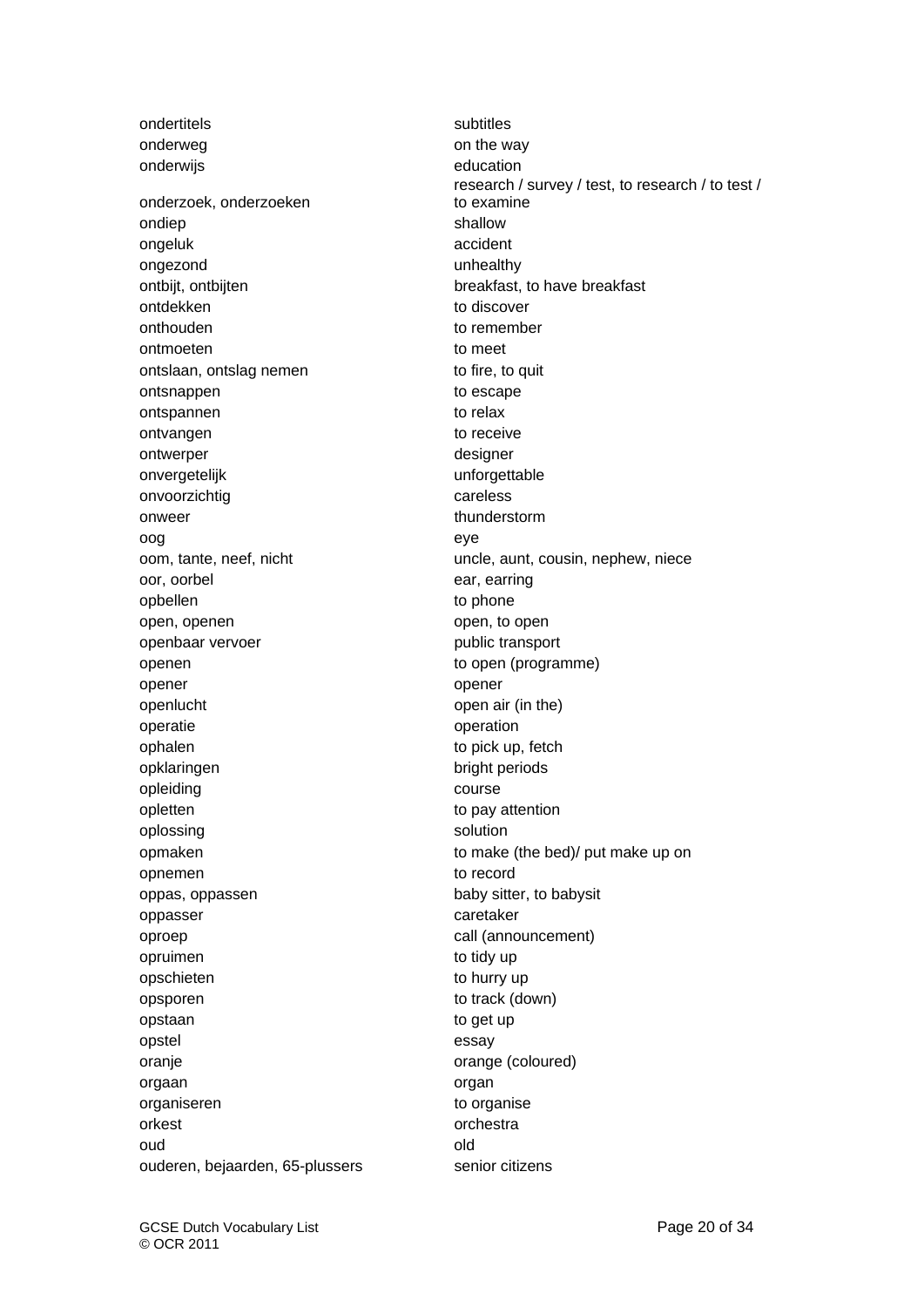| | |
|---|---|
| ondertitels | subtitles |
| onderweg | on the way |
| onderwijs | education |
| onderzoek, onderzoeken | research / survey / test, to research / to test / to examine |
| ondiep | shallow |
| ongeluk | accident |
| ongezond | unhealthy |
| ontbijt, ontbijten | breakfast, to have breakfast |
| ontdekken | to discover |
| onthouden | to remember |
| ontmoeten | to meet |
| ontslaan, ontslag nemen | to fire, to quit |
| ontsnappen | to escape |
| ontspannen | to relax |
| ontvangen | to receive |
| ontwerper | designer |
| onvergetelijk | unforgettable |
| onvoorzichtig | careless |
| onweer | thunderstorm |
| oog | eye |
| oom, tante, neef, nicht | uncle, aunt, cousin, nephew, niece |
| oor, oorbel | ear, earring |
| opbellen | to phone |
| open, openen | open, to open |
| openbaar vervoer | public transport |
| openen | to open (programme) |
| opener | opener |
| openlucht | open air (in the) |
| operatie | operation |
| ophalen | to pick up, fetch |
| opklaringen | bright periods |
| opleiding | course |
| opletten | to pay attention |
| oplossing | solution |
| opmaken | to make (the bed)/ put make up on |
| opnemen | to record |
| oppas, oppassen | baby sitter, to babysit |
| oppasser | caretaker |
| oproep | call (announcement) |
| opruimen | to tidy up |
| opschieten | to hurry up |
| opsporen | to track (down) |
| opstaan | to get up |
| opstel | essay |
| oranje | orange (coloured) |
| orgaan | organ |
| organiseren | to organise |
| orkest | orchestra |
| oud | old |
| ouderen, bejaarden, 65-plussers | senior citizens |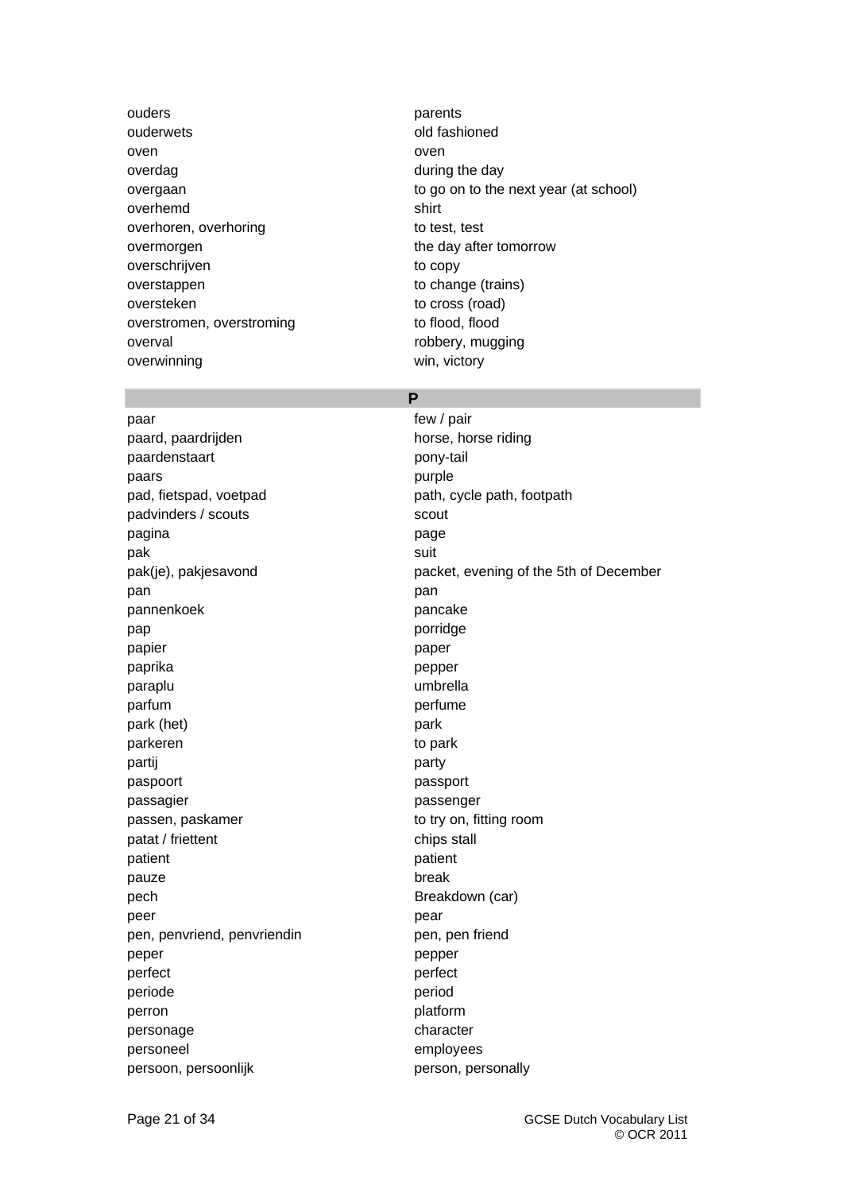| | |
|---|---|
| ouders | parents |
| ouderwets | old fashioned |
| oven | oven |
| overdag | during the day |
| overgaan | to go on to the next year (at school) |
| overhemd | shirt |
| overhoren, overhoring | to test, test |
| overmorgen | the day after tomorrow |
| overschrijven | to copy |
| overstappen | to change (trains) |
| oversteken | to cross (road) |
| overstromen, overstroming | to flood, flood |
| overval | robbery, mugging |
| overwinning | win, victory |

## P

| | |
|---|---|
| paar | few / pair |
| paard, paardrijden | horse, horse riding |
| paardenstaart | pony-tail |
| paars | purple |
| pad, fietspad, voetpad | path, cycle path, footpath |
| padvinders / scouts | scout |
| pagina | page |
| pak | suit |
| pak(je), pakjesavond | packet, evening of the 5th of December |
| pan | pan |
| pannenkoek | pancake |
| pap | porridge |
| papier | paper |
| paprika | pepper |
| paraplu | umbrella |
| parfum | perfume |
| park (het) | park |
| parkeren | to park |
| partij | party |
| paspoort | passport |
| passagier | passenger |
| passen, paskamer | to try on, fitting room |
| patat / friettent | chips stall |
| patient | patient |
| pauze | break |
| pech | Breakdown (car) |
| peer | pear |
| pen, penvriend, penvriendin | pen, pen friend |
| peper | pepper |
| perfect | perfect |
| periode | period |
| perron | platform |
| personage | character |
| personeel | employees |
| persoon, persoonlijk | person, personally |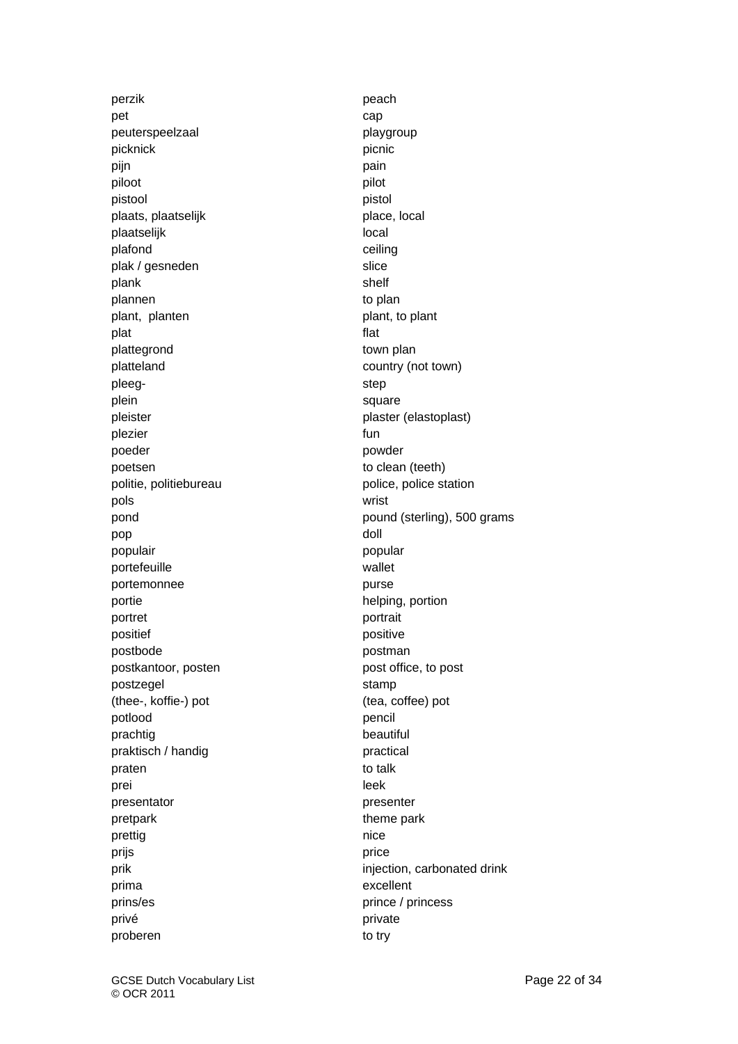| | |
|---|---|
| perzik | peach |
| pet | cap |
| peuterspeelzaal | playgroup |
| picknick | picnic |
| pijn | pain |
| piloot | pilot |
| pistool | pistol |
| plaats, plaatselijk | place, local |
| plaatselijk | local |
| plafond | ceiling |
| plak / gesneden | slice |
| plank | shelf |
| plannen | to plan |
| plant, planten | plant, to plant |
| plat | flat |
| plattegrond | town plan |
| platteland | country (not town) |
| pleeg- | step |
| plein | square |
| pleister | plaster (elastoplast) |
| plezier | fun |
| poeder | powder |
| poetsen | to clean (teeth) |
| politie, politiebureau | police, police station |
| pols | wrist |
| pond | pound (sterling), 500 grams |
| pop | doll |
| populair | popular |
| portefeuille | wallet |
| portemonnee | purse |
| portie | helping, portion |
| portret | portrait |
| positief | positive |
| postbode | postman |
| postkantoor, posten | post office, to post |
| postzegel | stamp |
| (thee-, koffie-) pot | (tea, coffee) pot |
| potlood | pencil |
| prachtig | beautiful |
| praktisch / handig | practical |
| praten | to talk |
| prei | leek |
| presentator | presenter |
| pretpark | theme park |
| prettig | nice |
| prijs | price |
| prik | injection, carbonated drink |
| prima | excellent |
| prins/es | prince / princess |
| privé | private |
| proberen | to try |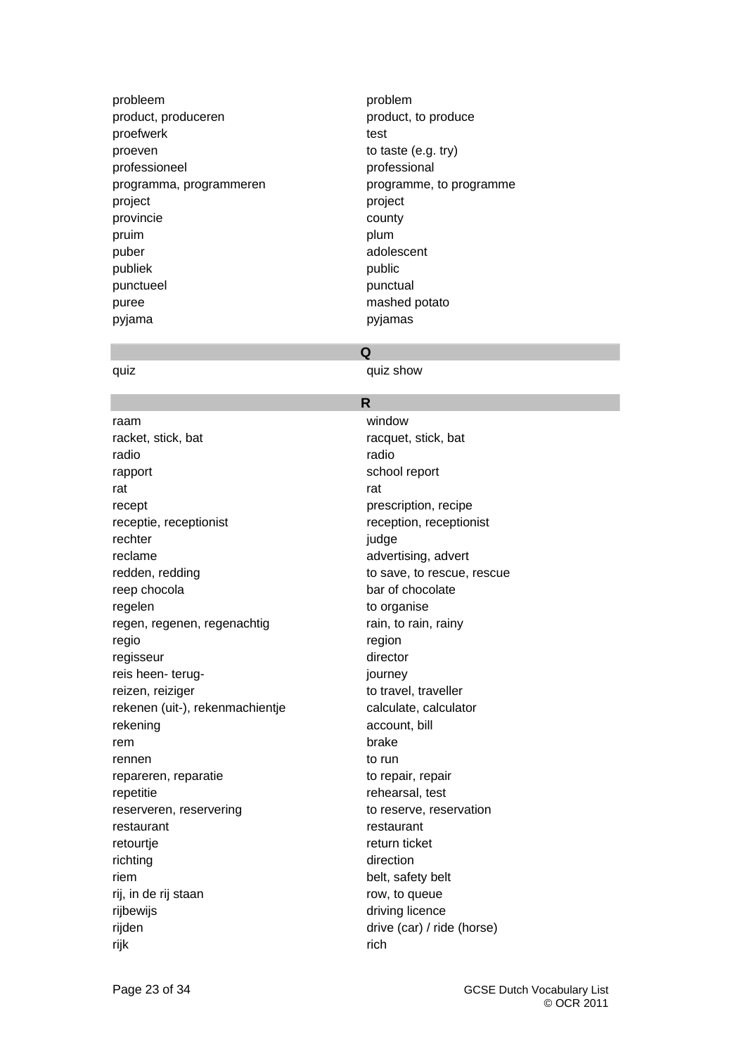| | |
|---|---|
| probleem | problem |
| product, produceren | product, to produce |
| proefwerk | test |
| proeven | to taste (e.g. try) |
| professioneel | professional |
| programma, programmeren | programme, to programme |
| project | project |
| provincie | county |
| pruim | plum |
| puber | adolescent |
| publiek | public |
| punctueel | punctual |
| puree | mashed potato |
| pyjama | pyjamas |

## Q

| | |
|---|---|
| quiz | quiz show |

## R

| | |
|---|---|
| raam | window |
| racket, stick, bat | racquet, stick, bat |
| radio | radio |
| rapport | school report |
| rat | rat |
| recept | prescription, recipe |
| receptie, receptionist | reception, receptionist |
| rechter | judge |
| reclame | advertising, advert |
| redden, redding | to save, to rescue, rescue |
| reep chocola | bar of chocolate |
| regelen | to organise |
| regen, regenen, regenachtig | rain, to rain, rainy |
| regio | region |
| regisseur | director |
| reis heen- terug- | journey |
| reizen, reiziger | to travel, traveller |
| rekenen (uit-), rekenmachientje | calculate, calculator |
| rekening | account, bill |
| rem | brake |
| rennen | to run |
| repareren, reparatie | to repair, repair |
| repetitie | rehearsal, test |
| reserveren, reservering | to reserve, reservation |
| restaurant | restaurant |
| retourtje | return ticket |
| richting | direction |
| riem | belt, safety belt |
| rij, in de rij staan | row, to queue |
| rijbewijs | driving licence |
| rijden | drive (car) / ride (horse) |
| rijk | rich |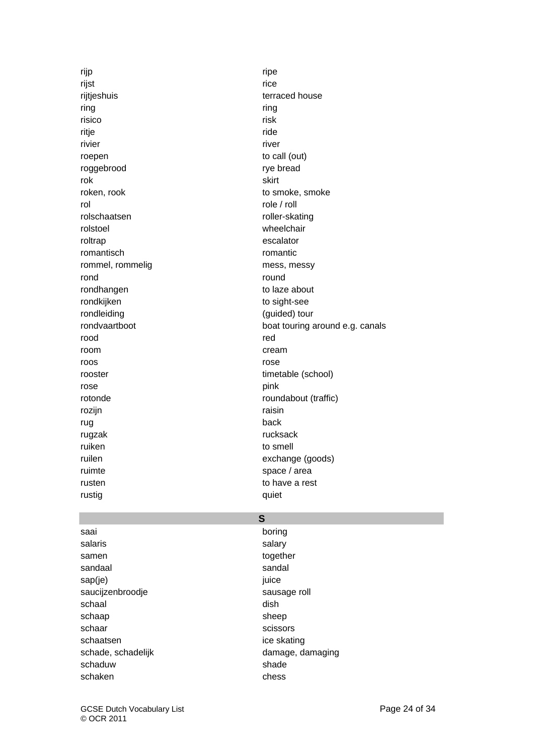| | |
|---|---|
| rijp | ripe |
| rijst | rice |
| rijtjeshuis | terraced house |
| ring | ring |
| risico | risk |
| ritje | ride |
| rivier | river |
| roepen | to call (out) |
| roggebrood | rye bread |
| rok | skirt |
| roken, rook | to smoke, smoke |
| rol | role / roll |
| rolschaatsen | roller-skating |
| rolstoel | wheelchair |
| roltrap | escalator |
| romantisch | romantic |
| rommel, rommelig | mess, messy |
| rond | round |
| rondhangen | to laze about |
| rondkijken | to sight-see |
| rondleiding | (guided) tour |
| rondvaartboot | boat touring around e.g. canals |
| rood | red |
| room | cream |
| roos | rose |
| rooster | timetable (school) |
| rose | pink |
| rotonde | roundabout (traffic) |
| rozijn | raisin |
| rug | back |
| rugzak | rucksack |
| ruiken | to smell |
| ruilen | exchange (goods) |
| ruimte | space / area |
| rusten | to have a rest |
| rustig | quiet |

## S

| | |
|---|---|
| saai | boring |
| salaris | salary |
| samen | together |
| sandaal | sandal |
| sap(je) | juice |
| saucijzenbroodje | sausage roll |
| schaal | dish |
| schaap | sheep |
| schaar | scissors |
| schaatsen | ice skating |
| schade, schadelijk | damage, damaging |
| schaduw | shade |
| schaken | chess |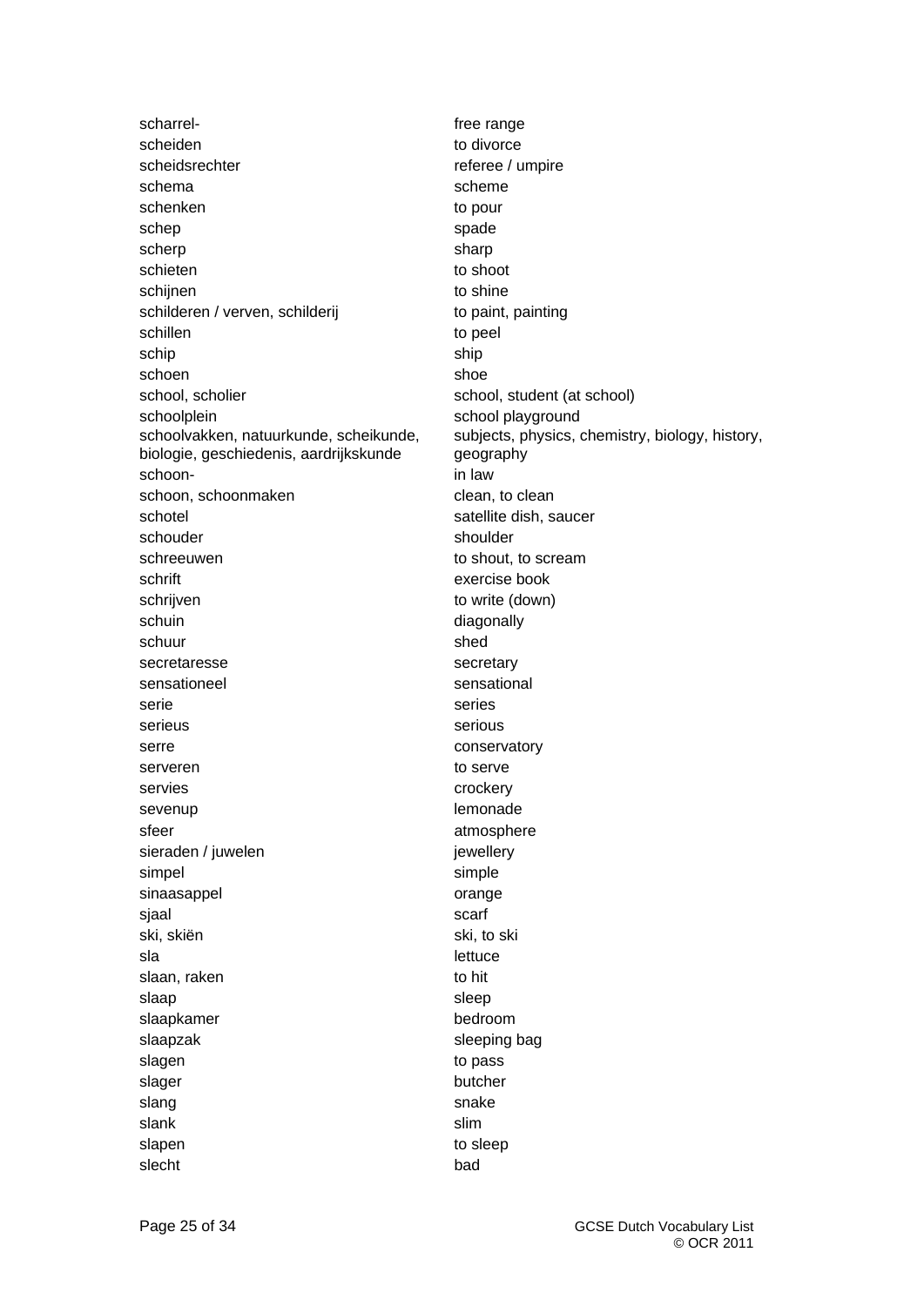| | |
|---|---|
| scharrel- | free range |
| scheiden | to divorce |
| scheidsrechter | referee / umpire |
| schema | scheme |
| schenken | to pour |
| schep | spade |
| scherp | sharp |
| schieten | to shoot |
| schijnen | to shine |
| schilderen / verven, schilderij | to paint, painting |
| schillen | to peel |
| schip | ship |
| schoen | shoe |
| school, scholier | school, student (at school) |
| schoolplein | school playground |
| schoolvakken, natuurkunde, scheikunde, biologie, geschiedenis, aardrijkskunde | subjects, physics, chemistry, biology, history, geography |
| schoon- | in law |
| schoon, schoonmaken | clean, to clean |
| schotel | satellite dish, saucer |
| schouder | shoulder |
| schreeuwen | to shout, to scream |
| schrift | exercise book |
| schrijven | to write (down) |
| schuin | diagonally |
| schuur | shed |
| secretaresse | secretary |
| sensationeel | sensational |
| serie | series |
| serieus | serious |
| serre | conservatory |
| serveren | to serve |
| servies | crockery |
| sevenup | lemonade |
| sfeer | atmosphere |
| sieraden / juwelen | jewellery |
| simpel | simple |
| sinaasappel | orange |
| sjaal | scarf |
| ski, skiën | ski, to ski |
| sla | lettuce |
| slaan, raken | to hit |
| slaap | sleep |
| slaapkamer | bedroom |
| slaapzak | sleeping bag |
| slagen | to pass |
| slager | butcher |
| slang | snake |
| slank | slim |
| slapen | to sleep |
| slecht | bad |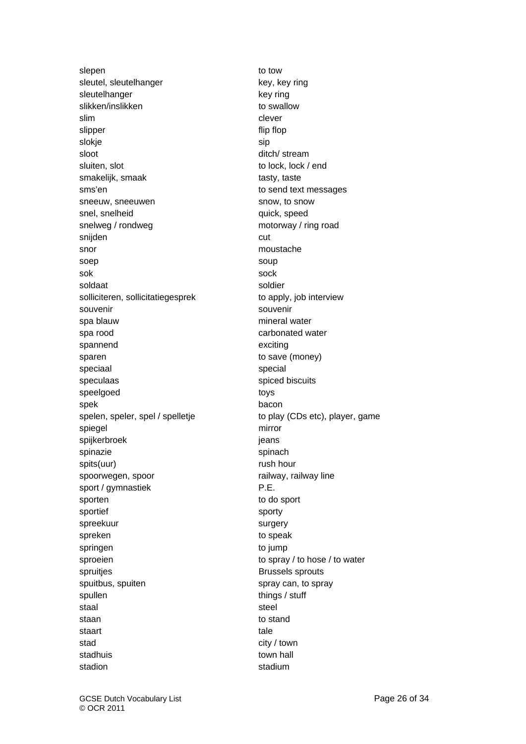| | |
|---|---|
| slepen | to tow |
| sleutel, sleutelhanger | key, key ring |
| sleutelhanger | key ring |
| slikken/inslikken | to swallow |
| slim | clever |
| slipper | flip flop |
| slokje | sip |
| sloot | ditch/ stream |
| sluiten, slot | to lock, lock / end |
| smakelijk, smaak | tasty, taste |
| sms'en | to send text messages |
| sneeuw, sneeuwen | snow, to snow |
| snel, snelheid | quick, speed |
| snelweg / rondweg | motorway / ring road |
| snijden | cut |
| snor | moustache |
| soep | soup |
| sok | sock |
| soldaat | soldier |
| solliciteren, sollicitatiegesprek | to apply, job interview |
| souvenir | souvenir |
| spa blauw | mineral water |
| spa rood | carbonated water |
| spannend | exciting |
| sparen | to save (money) |
| speciaal | special |
| speculaas | spiced biscuits |
| speelgoed | toys |
| spek | bacon |
| spelen, speler, spel / spelletje | to play (CDs etc), player, game |
| spiegel | mirror |
| spijkerbroek | jeans |
| spinazie | spinach |
| spits(uur) | rush hour |
| spoorwegen, spoor | railway, railway line |
| sport / gymnastiek | P.E. |
| sporten | to do sport |
| sportief | sporty |
| spreekuur | surgery |
| spreken | to speak |
| springen | to jump |
| sproeien | to spray / to hose / to water |
| spruitjes | Brussels sprouts |
| spuitbus, spuiten | spray can, to spray |
| spullen | things / stuff |
| staal | steel |
| staan | to stand |
| staart | tale |
| stad | city / town |
| stadhuis | town hall |
| stadion | stadium |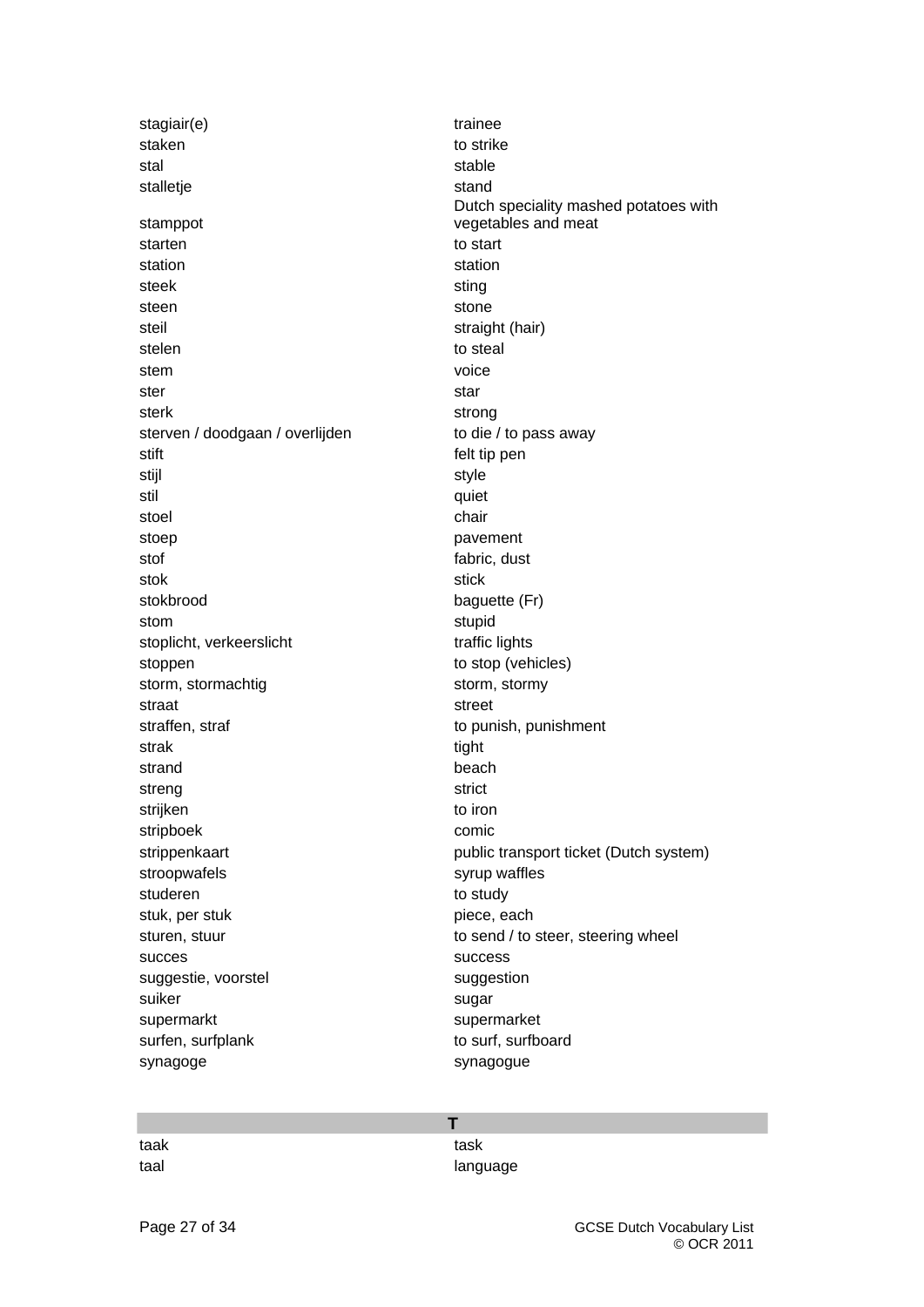| | |
|---|---|
| stagiair(e) | trainee |
| staken | to strike |
| stal | stable |
| stalletje | stand |
| stamppot | Dutch speciality mashed potatoes with vegetables and meat |
| starten | to start |
| station | station |
| steek | sting |
| steen | stone |
| steil | straight (hair) |
| stelen | to steal |
| stem | voice |
| ster | star |
| sterk | strong |
| sterven / doodgaan / overlijden | to die / to pass away |
| stift | felt tip pen |
| stijl | style |
| stil | quiet |
| stoel | chair |
| stoep | pavement |
| stof | fabric, dust |
| stok | stick |
| stokbrood | baguette (Fr) |
| stom | stupid |
| stoplicht, verkeerslicht | traffic lights |
| stoppen | to stop (vehicles) |
| storm, stormachtig | storm, stormy |
| straat | street |
| straffen, straf | to punish, punishment |
| strak | tight |
| strand | beach |
| streng | strict |
| strijken | to iron |
| stripboek | comic |
| strippenkaart | public transport ticket (Dutch system) |
| stroopwafels | syrup waffles |
| studeren | to study |
| stuk, per stuk | piece, each |
| sturen, stuur | to send / to steer, steering wheel |
| succes | success |
| suggestie, voorstel | suggestion |
| suiker | sugar |
| supermarkt | supermarket |
| surfen, surfplank | to surf, surfboard |
| synagoge | synagogue |

## T

| | |
|---|---|
| taak | task |
| taal | language |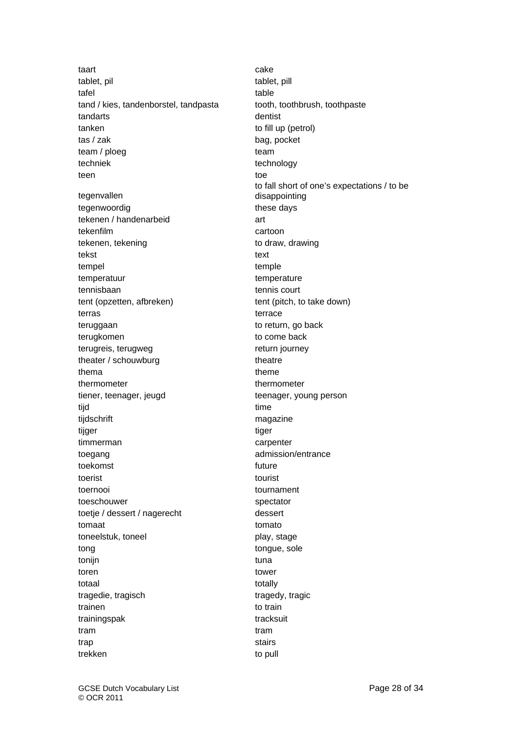| | |
|---|---|
| taart | cake |
| tablet, pil | tablet, pill |
| tafel | table |
| tand / kies, tandenborstel, tandpasta | tooth, toothbrush, toothpaste |
| tandarts | dentist |
| tanken | to fill up (petrol) |
| tas / zak | bag, pocket |
| team / ploeg | team |
| techniek | technology |
| teen | toe |
| tegenvallen | to fall short of one's expectations / to be disappointing |
| tegenwoordig | these days |
| tekenen / handenarbeid | art |
| tekenfilm | cartoon |
| tekenen, tekening | to draw, drawing |
| tekst | text |
| tempel | temple |
| temperatuur | temperature |
| tennisbaan | tennis court |
| tent (opzetten, afbreken) | tent (pitch, to take down) |
| terras | terrace |
| teruggaan | to return, go back |
| terugkomen | to come back |
| terugreis, terugweg | return journey |
| theater / schouwburg | theatre |
| thema | theme |
| thermometer | thermometer |
| tiener, teenager, jeugd | teenager, young person |
| tijd | time |
| tijdschrift | magazine |
| tijger | tiger |
| timmerman | carpenter |
| toegang | admission/entrance |
| toekomst | future |
| toerist | tourist |
| toernooi | tournament |
| toeschouwer | spectator |
| toetje / dessert / nagerecht | dessert |
| tomaat | tomato |
| toneelstuk, toneel | play, stage |
| tong | tongue, sole |
| tonijn | tuna |
| toren | tower |
| totaal | totally |
| tragedie, tragisch | tragedy, tragic |
| trainen | to train |
| trainingspak | tracksuit |
| tram | tram |
| trap | stairs |
| trekken | to pull |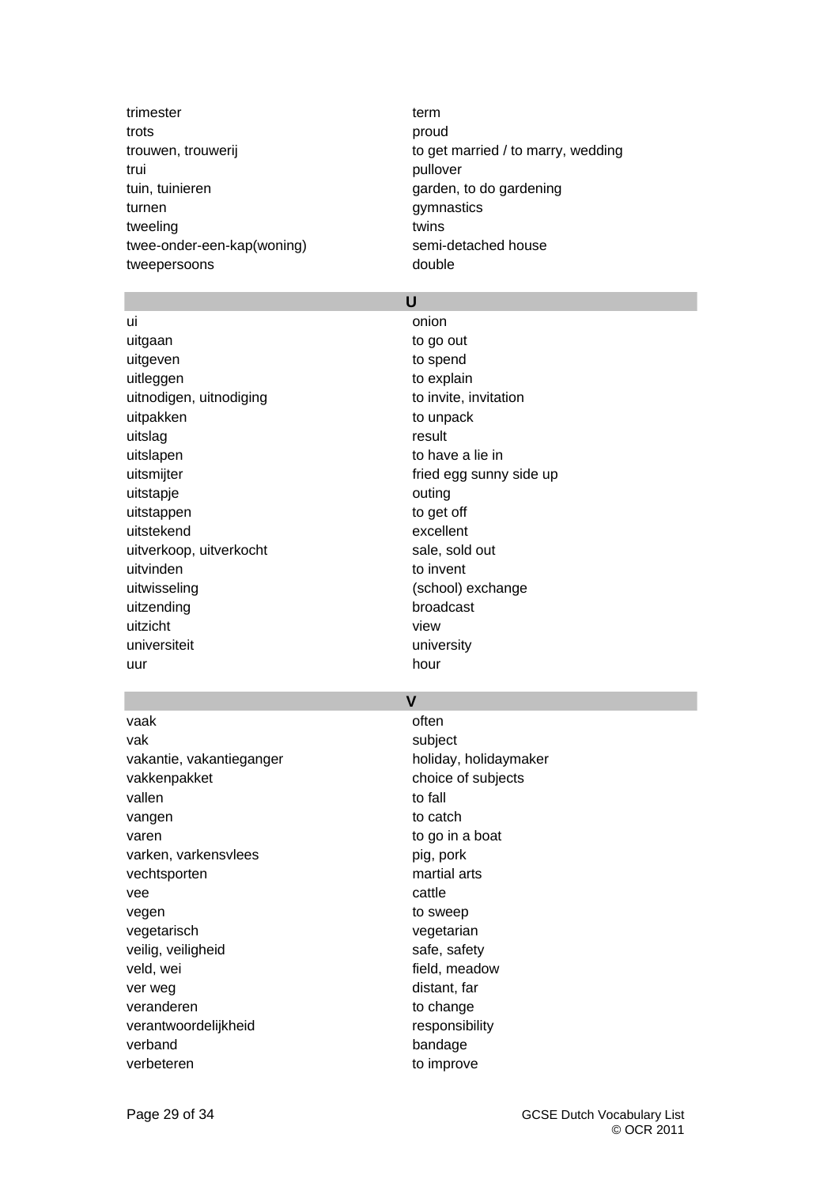| | |
|---|---|
| trimester | term |
| trots | proud |
| trouwen, trouwerij | to get married / to marry, wedding |
| trui | pullover |
| tuin, tuinieren | garden, to do gardening |
| turnen | gymnastics |
| tweeling | twins |
| twee-onder-een-kap(woning) | semi-detached house |
| tweepersoons | double |

## U

| | |
|---|---|
| ui | onion |
| uitgaan | to go out |
| uitgeven | to spend |
| uitleggen | to explain |
| uitnodigen, uitnodiging | to invite, invitation |
| uitpakken | to unpack |
| uitslag | result |
| uitslapen | to have a lie in |
| uitsmijter | fried egg sunny side up |
| uitstapje | outing |
| uitstappen | to get off |
| uitstekend | excellent |
| uitverkoop, uitverkocht | sale, sold out |
| uitvinden | to invent |
| uitwisseling | (school) exchange |
| uitzending | broadcast |
| uitzicht | view |
| universiteit | university |
| uur | hour |

## V

| | |
|---|---|
| vaak | often |
| vak | subject |
| vakantie, vakantieganger | holiday, holidaymaker |
| vakkenpakket | choice of subjects |
| vallen | to fall |
| vangen | to catch |
| varen | to go in a boat |
| varken, varkensvlees | pig, pork |
| vechtsporten | martial arts |
| vee | cattle |
| vegen | to sweep |
| vegetarisch | vegetarian |
| veilig, veiligheid | safe, safety |
| veld, wei | field, meadow |
| ver weg | distant, far |
| veranderen | to change |
| verantwoordelijkheid | responsibility |
| verband | bandage |
| verbeteren | to improve |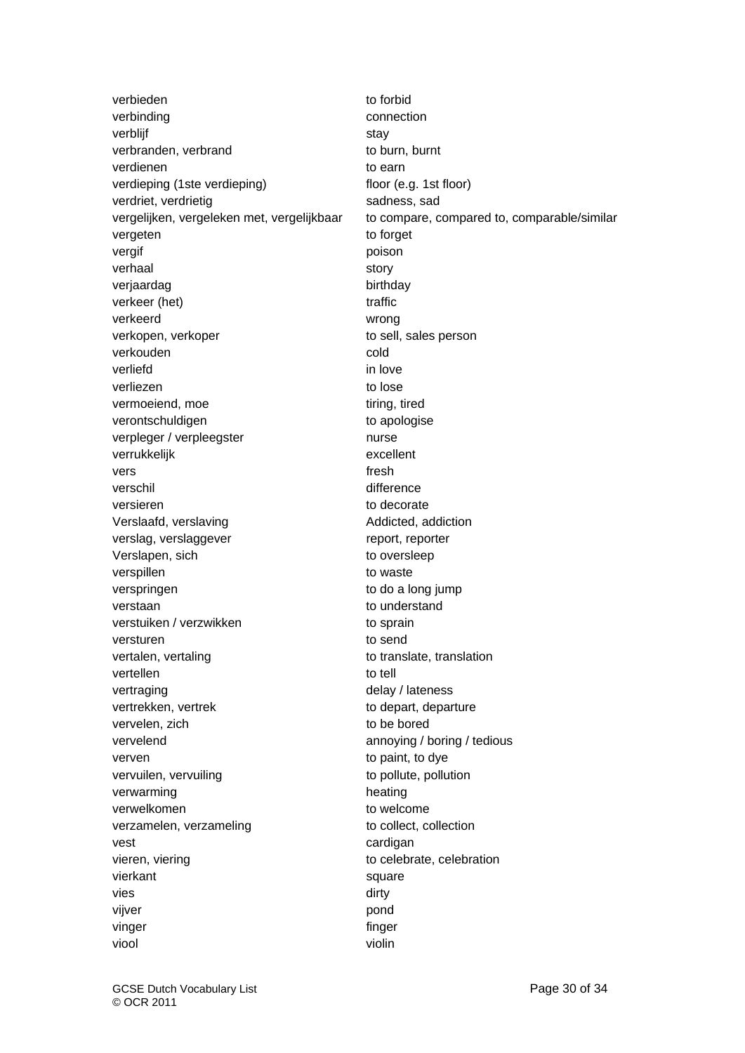| | |
|---|---|
| verbieden | to forbid |
| verbinding | connection |
| verblijf | stay |
| verbranden, verbrand | to burn, burnt |
| verdienen | to earn |
| verdieping (1ste verdieping) | floor (e.g. 1st floor) |
| verdriet, verdrietig | sadness, sad |
| vergelijken, vergeleken met, vergelijkbaar | to compare, compared to, comparable/similar |
| vergeten | to forget |
| vergif | poison |
| verhaal | story |
| verjaardag | birthday |
| verkeer (het) | traffic |
| verkeerd | wrong |
| verkopen, verkoper | to sell, sales person |
| verkouden | cold |
| verliefd | in love |
| verliezen | to lose |
| vermoeiend, moe | tiring, tired |
| verontschuldigen | to apologise |
| verpleger / verpleegster | nurse |
| verrukkelijk | excellent |
| vers | fresh |
| verschil | difference |
| versieren | to decorate |
| Verslaafd, verslaving | Addicted, addiction |
| verslag, verslaggever | report, reporter |
| Verslapen, sich | to oversleep |
| verspillen | to waste |
| verspringen | to do a long jump |
| verstaan | to understand |
| verstuiken / verzwikken | to sprain |
| versturen | to send |
| vertalen, vertaling | to translate, translation |
| vertellen | to tell |
| vertraging | delay / lateness |
| vertrekken, vertrek | to depart, departure |
| vervelen, zich | to be bored |
| vervelend | annoying / boring / tedious |
| verven | to paint, to dye |
| vervuilen, vervuiling | to pollute, pollution |
| verwarming | heating |
| verwelkomen | to welcome |
| verzamelen, verzameling | to collect, collection |
| vest | cardigan |
| vieren, viering | to celebrate, celebration |
| vierkant | square |
| vies | dirty |
| vijver | pond |
| vinger | finger |
| viool | violin |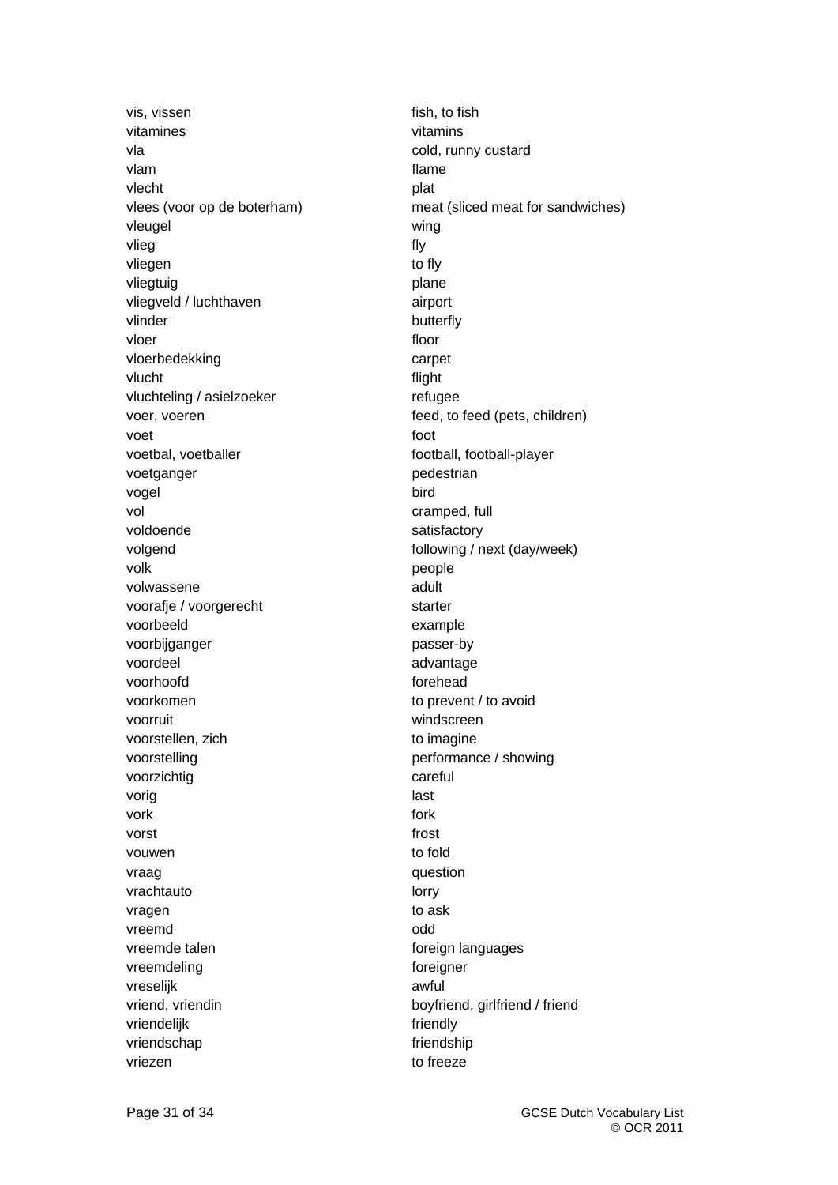| | |
|---|---|
| vis, vissen | fish, to fish |
| vitamines | vitamins |
| vla | cold, runny custard |
| vlam | flame |
| vlecht | plat |
| vlees (voor op de boterham) | meat (sliced meat for sandwiches) |
| vleugel | wing |
| vlieg | fly |
| vliegen | to fly |
| vliegtuig | plane |
| vliegveld / luchthaven | airport |
| vlinder | butterfly |
| vloer | floor |
| vloerbedekking | carpet |
| vlucht | flight |
| vluchteling / asielzoeker | refugee |
| voer, voeren | feed, to feed (pets, children) |
| voet | foot |
| voetbal, voetballer | football, football-player |
| voetganger | pedestrian |
| vogel | bird |
| vol | cramped, full |
| voldoende | satisfactory |
| volgend | following / next (day/week) |
| volk | people |
| volwassene | adult |
| voorafje / voorgerecht | starter |
| voorbeeld | example |
| voorbijganger | passer-by |
| voordeel | advantage |
| voorhoofd | forehead |
| voorkomen | to prevent / to avoid |
| voorruit | windscreen |
| voorstellen, zich | to imagine |
| voorstelling | performance / showing |
| voorzichtig | careful |
| vorig | last |
| vork | fork |
| vorst | frost |
| vouwen | to fold |
| vraag | question |
| vrachtauto | lorry |
| vragen | to ask |
| vreemd | odd |
| vreemde talen | foreign languages |
| vreemdeling | foreigner |
| vreselijk | awful |
| vriend, vriendin | boyfriend, girlfriend / friend |
| vriendelijk | friendly |
| vriendschap | friendship |
| vriezen | to freeze |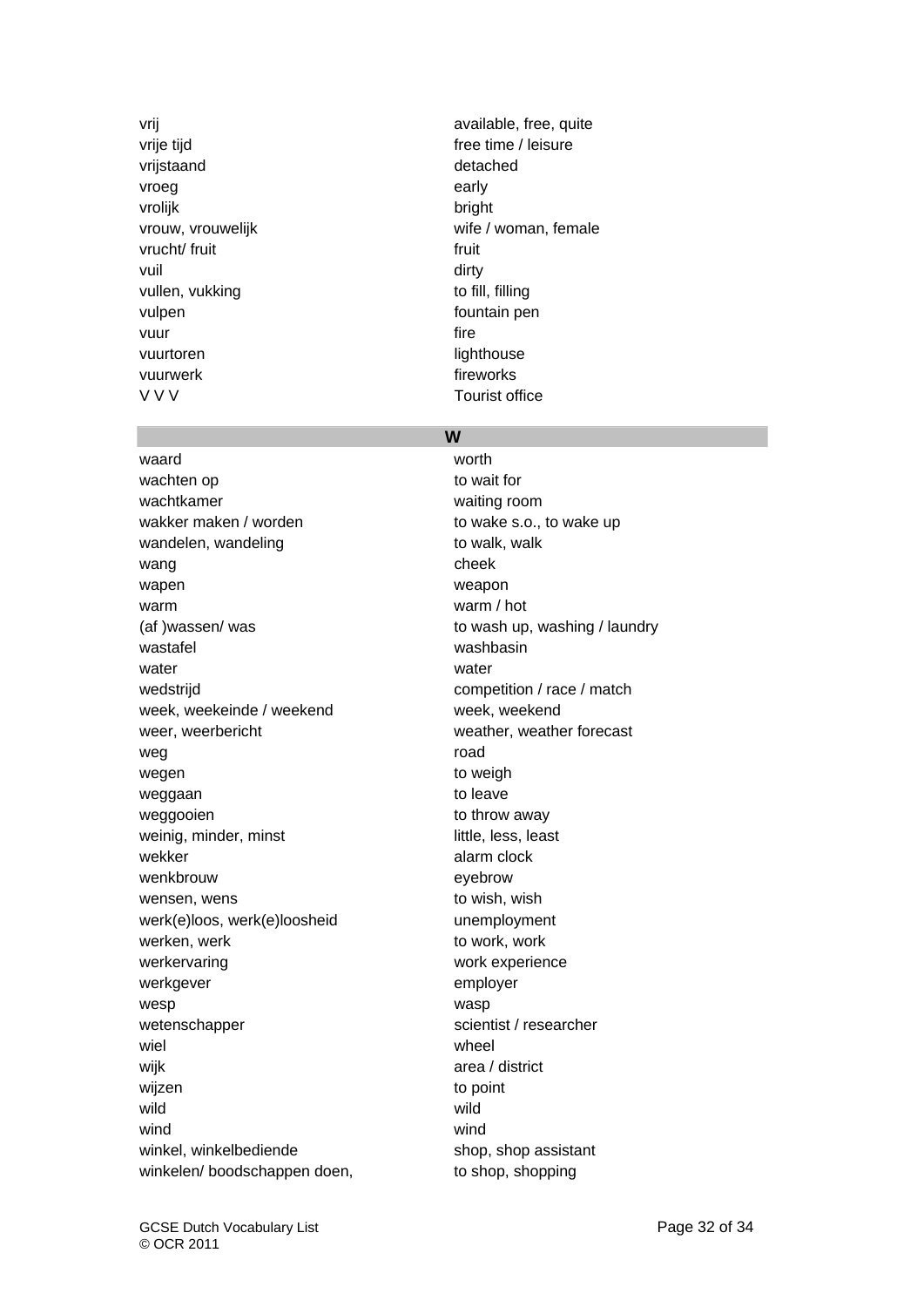| | |
|---|---|
| vrij | available, free, quite |
| vrije tijd | free time / leisure |
| vrijstaand | detached |
| vroeg | early |
| vrolijk | bright |
| vrouw, vrouwelijk | wife / woman, female |
| vrucht/ fruit | fruit |
| vuil | dirty |
| vullen, vukking | to fill, filling |
| vulpen | fountain pen |
| vuur | fire |
| vuurtoren | lighthouse |
| vuurwerk | fireworks |
| V V V | Tourist office |

| **W** | |
|---|---|
| waard | worth |
| wachten op | to wait for |
| wachtkamer | waiting room |
| wakker maken / worden | to wake s.o., to wake up |
| wandelen, wandeling | to walk, walk |
| wang | cheek |
| wapen | weapon |
| warm | warm / hot |
| (af )wassen/ was | to wash up, washing / laundry |
| wastafel | washbasin |
| water | water |
| wedstrijd | competition / race / match |
| week, weekeinde / weekend | week, weekend |
| weer, weerbericht | weather, weather forecast |
| weg | road |
| wegen | to weigh |
| weggaan | to leave |
| weggooien | to throw away |
| weinig, minder, minst | little, less, least |
| wekker | alarm clock |
| wenkbrouw | eyebrow |
| wensen, wens | to wish, wish |
| werk(e)loos, werk(e)loosheid | unemployment |
| werken, werk | to work, work |
| werkervaring | work experience |
| werkgever | employer |
| wesp | wasp |
| wetenschapper | scientist / researcher |
| wiel | wheel |
| wijk | area / district |
| wijzen | to point |
| wild | wild |
| wind | wind |
| winkel, winkelbediende | shop, shop assistant |
| winkelen/ boodschappen doen, | to shop, shopping |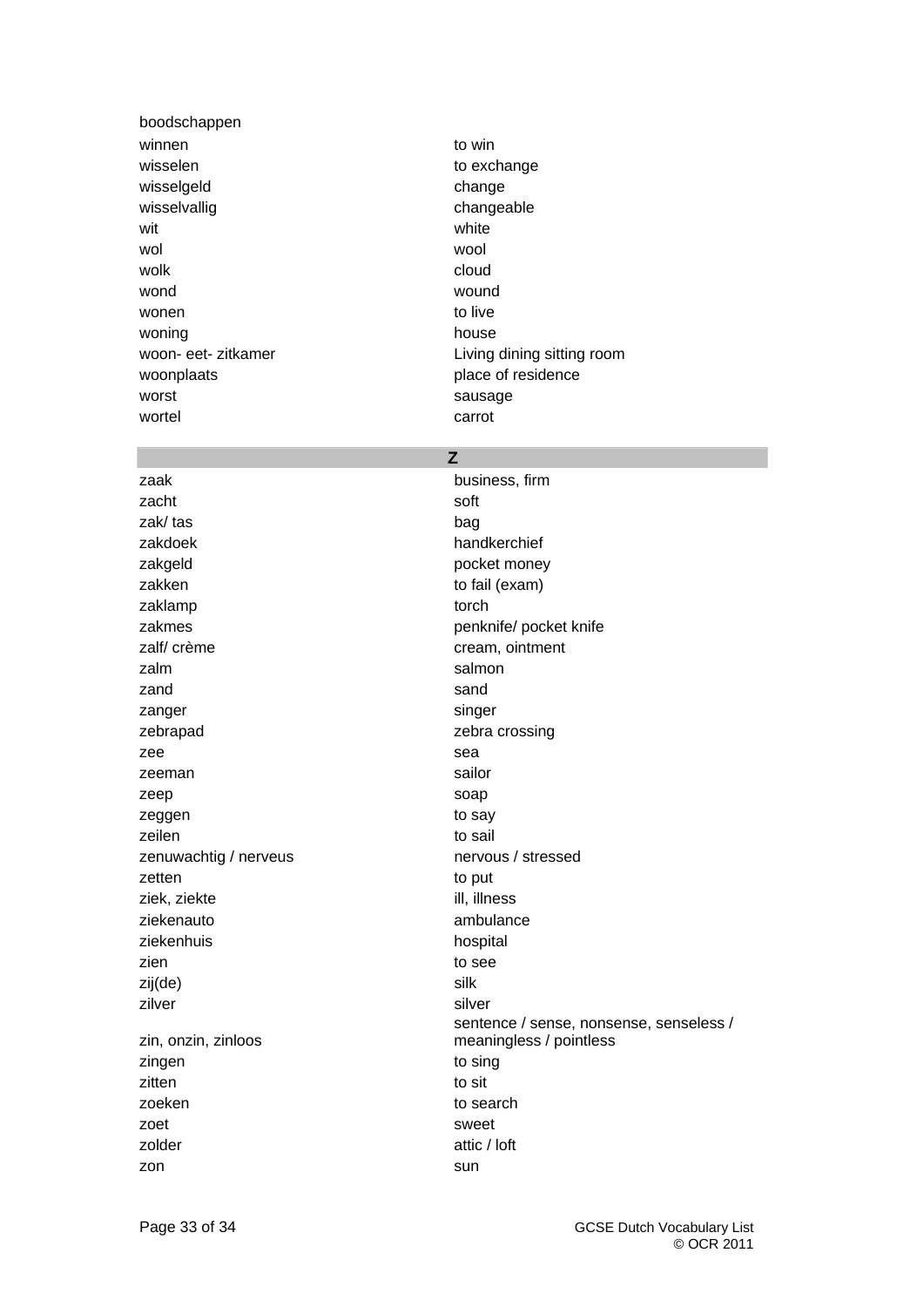| | |
|---|---|
| boodschappen | |
| winnen | to win |
| wisselen | to exchange |
| wisselgeld | change |
| wisselvallig | changeable |
| wit | white |
| wol | wool |
| wolk | cloud |
| wond | wound |
| wonen | to live |
| woning | house |
| woon- eet- zitkamer | Living dining sitting room |
| woonplaats | place of residence |
| worst | sausage |
| wortel | carrot |

## Z

| | |
|---|---|
| zaak | business, firm |
| zacht | soft |
| zak/ tas | bag |
| zakdoek | handkerchief |
| zakgeld | pocket money |
| zakken | to fail (exam) |
| zaklamp | torch |
| zakmes | penknife/ pocket knife |
| zalf/ crème | cream, ointment |
| zalm | salmon |
| zand | sand |
| zanger | singer |
| zebrapad | zebra crossing |
| zee | sea |
| zeeman | sailor |
| zeep | soap |
| zeggen | to say |
| zeilen | to sail |
| zenuwachtig / nerveus | nervous / stressed |
| zetten | to put |
| ziek, ziekte | ill, illness |
| ziekenauto | ambulance |
| ziekenhuis | hospital |
| zien | to see |
| zij(de) | silk |
| zilver | silver |
| zin, onzin, zinloos | sentence / sense, nonsense, senseless / meaningless / pointless |
| zingen | to sing |
| zitten | to sit |
| zoeken | to search |
| zoet | sweet |
| zolder | attic / loft |
| zon | sun |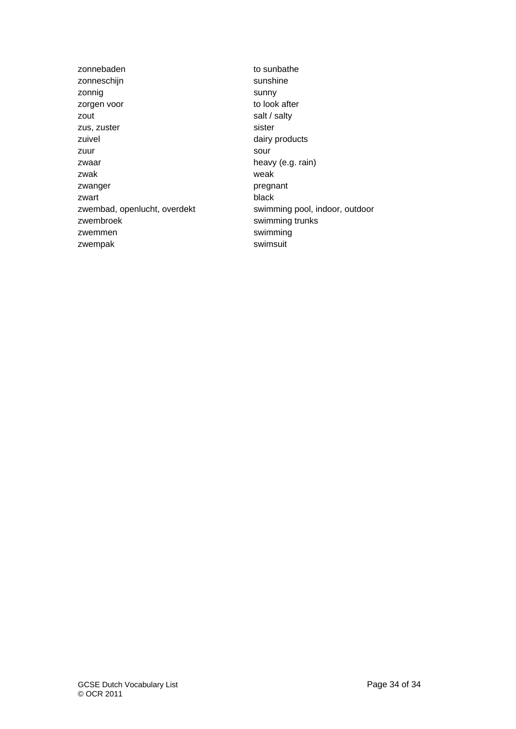| | |
|---|---|
| zonnebaden | to sunbathe |
| zonneschijn | sunshine |
| zonnig | sunny |
| zorgen voor | to look after |
| zout | salt / salty |
| zus, zuster | sister |
| zuivel | dairy products |
| zuur | sour |
| zwaar | heavy (e.g. rain) |
| zwak | weak |
| zwanger | pregnant |
| zwart | black |
| zwembad, openlucht, overdekt | swimming pool, indoor, outdoor |
| zwembroek | swimming trunks |
| zwemmen | swimming |
| zwempak | swimsuit |